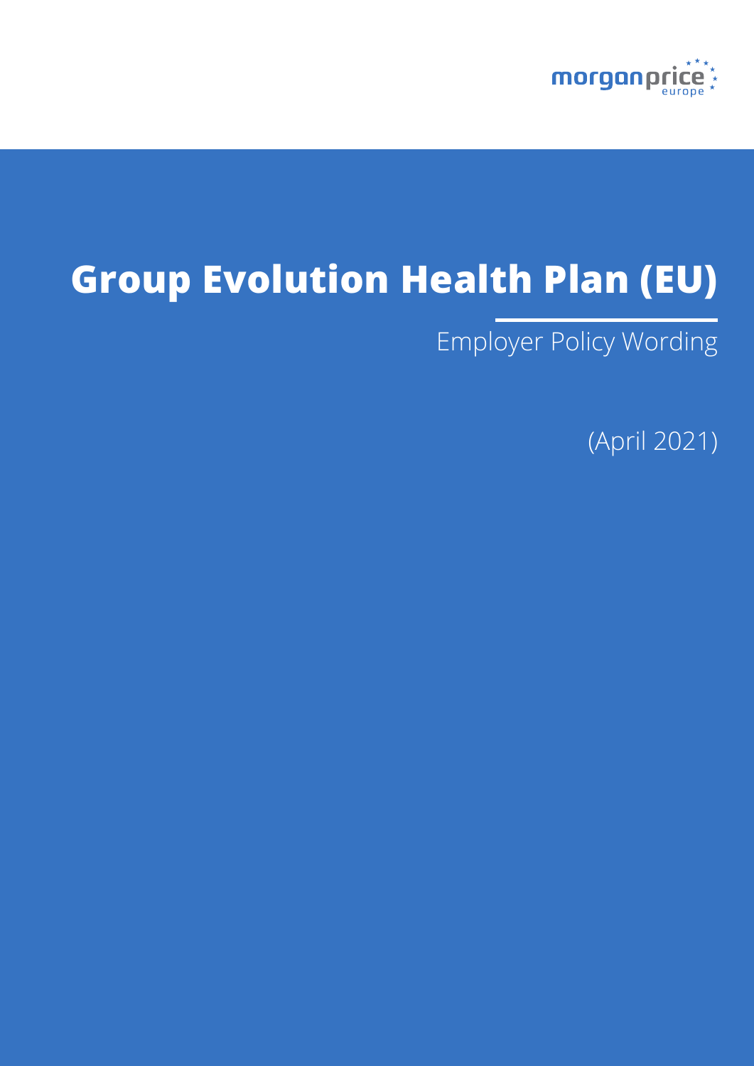morganprice europe

# Group Evolution Health Plan (EU)

Employer Policy Wording

(April 2021)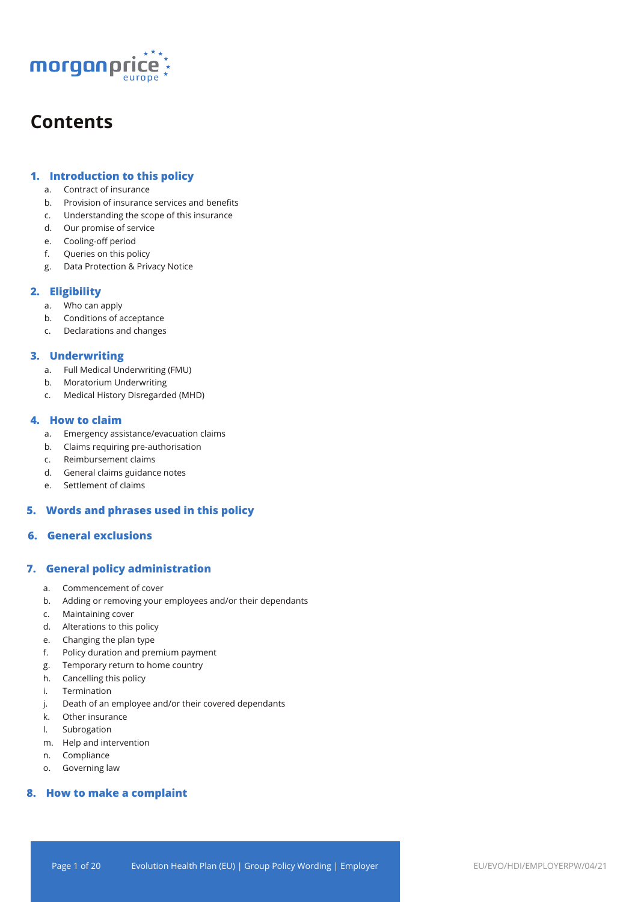# Contents

## 1. Introduction to this policy

a. Contract of insurance
b. Provision of insurance services and benefits
c. Understanding the scope of this insurance
d. Our promise of service
e. Cooling-off period
f. Queries on this policy
g. Data Protection & Privacy Notice

## 2. Eligibility

a. Who can apply
b. Conditions of acceptance
c. Declarations and changes

## 3. Underwriting

a. Full Medical Underwriting (FMU)
b. Moratorium Underwriting
c. Medical History Disregarded (MHD)

## 4. How to claim

a. Emergency assistance/evacuation claims
b. Claims requiring pre-authorisation
c. Reimbursement claims
d. General claims guidance notes
e. Settlement of claims

## 5. Words and phrases used in this policy

## 6. General exclusions

## 7. General policy administration

a. Commencement of cover
b. Adding or removing your employees and/or their dependants
c. Maintaining cover
d. Alterations to this policy
e. Changing the plan type
f. Policy duration and premium payment
g. Temporary return to home country
h. Cancelling this policy
i. Termination
j. Death of an employee and/or their covered dependants
k. Other insurance
l. Subrogation
m. Help and intervention
n. Compliance
o. Governing law

## 8. How to make a complaint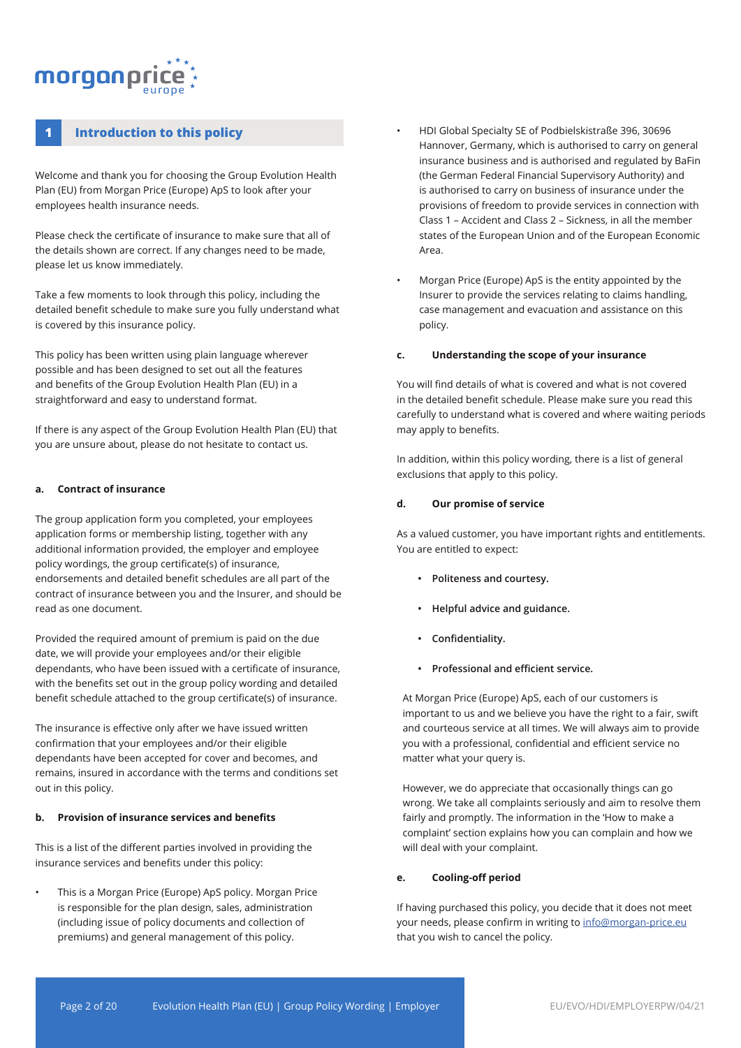## 1 Introduction to this policy

Welcome and thank you for choosing the Group Evolution Health Plan (EU) from Morgan Price (Europe) ApS to look after your employees health insurance needs.

Please check the certificate of insurance to make sure that all of the details shown are correct. If any changes need to be made, please let us know immediately.

Take a few moments to look through this policy, including the detailed benefit schedule to make sure you fully understand what is covered by this insurance policy.

This policy has been written using plain language wherever possible and has been designed to set out all the features and benefits of the Group Evolution Health Plan (EU) in a straightforward and easy to understand format.

If there is any aspect of the Group Evolution Health Plan (EU) that you are unsure about, please do not hesitate to contact us.

### a. Contract of insurance

The group application form you completed, your employees application forms or membership listing, together with any additional information provided, the employer and employee policy wordings, the group certificate(s) of insurance, endorsements and detailed benefit schedules are all part of the contract of insurance between you and the Insurer, and should be read as one document.

Provided the required amount of premium is paid on the due date, we will provide your employees and/or their eligible dependants, who have been issued with a certificate of insurance, with the benefits set out in the group policy wording and detailed benefit schedule attached to the group certificate(s) of insurance.

The insurance is effective only after we have issued written confirmation that your employees and/or their eligible dependants have been accepted for cover and becomes, and remains, insured in accordance with the terms and conditions set out in this policy.

### b. Provision of insurance services and benefits

This is a list of the different parties involved in providing the insurance services and benefits under this policy:

- This is a Morgan Price (Europe) ApS policy. Morgan Price is responsible for the plan design, sales, administration (including issue of policy documents and collection of premiums) and general management of this policy.
- HDI Global Specialty SE of Podbielskistraße 396, 30696 Hannover, Germany, which is authorised to carry on general insurance business and is authorised and regulated by BaFin (the German Federal Financial Supervisory Authority) and is authorised to carry on business of insurance under the provisions of freedom to provide services in connection with Class 1 – Accident and Class 2 – Sickness, in all the member states of the European Union and of the European Economic Area.
- Morgan Price (Europe) ApS is the entity appointed by the Insurer to provide the services relating to claims handling, case management and evacuation and assistance on this policy.

### c. Understanding the scope of your insurance

You will find details of what is covered and what is not covered in the detailed benefit schedule. Please make sure you read this carefully to understand what is covered and where waiting periods may apply to benefits.

In addition, within this policy wording, there is a list of general exclusions that apply to this policy.

### d. Our promise of service

As a valued customer, you have important rights and entitlements. You are entitled to expect:

- **Politeness and courtesy.**
- **Helpful advice and guidance.**
- **Confidentiality.**
- **Professional and efficient service.**

At Morgan Price (Europe) ApS, each of our customers is important to us and we believe you have the right to a fair, swift and courteous service at all times. We will always aim to provide you with a professional, confidential and efficient service no matter what your query is.

However, we do appreciate that occasionally things can go wrong. We take all complaints seriously and aim to resolve them fairly and promptly. The information in the 'How to make a complaint' section explains how you can complain and how we will deal with your complaint.

### e. Cooling-off period

If having purchased this policy, you decide that it does not meet your needs, please confirm in writing to info@morgan-price.eu that you wish to cancel the policy.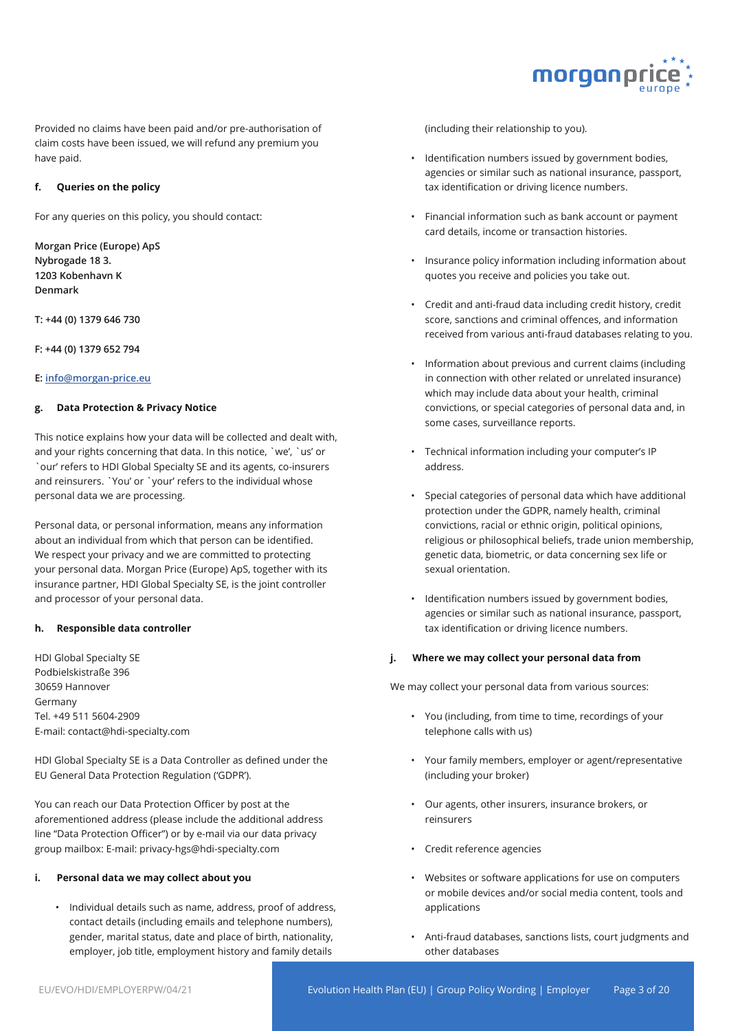Provided no claims have been paid and/or pre-authorisation of claim costs have been issued, we will refund any premium you have paid.

#### f. Queries on the policy

For any queries on this policy, you should contact:

**Morgan Price (Europe) ApS**
**Nybrogade 18 3.**
**1203 Kobenhavn K**
**Denmark**

**T: +44 (0) 1379 646 730**

**F: +44 (0) 1379 652 794**

**E: info@morgan-price.eu**

#### g. Data Protection & Privacy Notice

This notice explains how your data will be collected and dealt with, and your rights concerning that data. In this notice, `we', `us' or `our' refers to HDI Global Specialty SE and its agents, co-insurers and reinsurers. `You' or `your' refers to the individual whose personal data we are processing.

Personal data, or personal information, means any information about an individual from which that person can be identified. We respect your privacy and we are committed to protecting your personal data. Morgan Price (Europe) ApS, together with its insurance partner, HDI Global Specialty SE, is the joint controller and processor of your personal data.

#### h. Responsible data controller

HDI Global Specialty SE
Podbielskistraße 396
30659 Hannover
Germany
Tel. +49 511 5604-2909
E-mail: contact@hdi-specialty.com

HDI Global Specialty SE is a Data Controller as defined under the EU General Data Protection Regulation ('GDPR').

You can reach our Data Protection Officer by post at the aforementioned address (please include the additional address line "Data Protection Officer") or by e-mail via our data privacy group mailbox: E-mail: privacy-hgs@hdi-specialty.com

#### i. Personal data we may collect about you

- Individual details such as name, address, proof of address, contact details (including emails and telephone numbers), gender, marital status, date and place of birth, nationality, employer, job title, employment history and family details (including their relationship to you).
- Identification numbers issued by government bodies, agencies or similar such as national insurance, passport, tax identification or driving licence numbers.
- Financial information such as bank account or payment card details, income or transaction histories.
- Insurance policy information including information about quotes you receive and policies you take out.
- Credit and anti-fraud data including credit history, credit score, sanctions and criminal offences, and information received from various anti-fraud databases relating to you.
- Information about previous and current claims (including in connection with other related or unrelated insurance) which may include data about your health, criminal convictions, or special categories of personal data and, in some cases, surveillance reports.
- Technical information including your computer's IP address.
- Special categories of personal data which have additional protection under the GDPR, namely health, criminal convictions, racial or ethnic origin, political opinions, religious or philosophical beliefs, trade union membership, genetic data, biometric, or data concerning sex life or sexual orientation.
- Identification numbers issued by government bodies, agencies or similar such as national insurance, passport, tax identification or driving licence numbers.

#### j. Where we may collect your personal data from

We may collect your personal data from various sources:

- You (including, from time to time, recordings of your telephone calls with us)
- Your family members, employer or agent/representative (including your broker)
- Our agents, other insurers, insurance brokers, or reinsurers
- Credit reference agencies
- Websites or software applications for use on computers or mobile devices and/or social media content, tools and applications
- Anti-fraud databases, sanctions lists, court judgments and other databases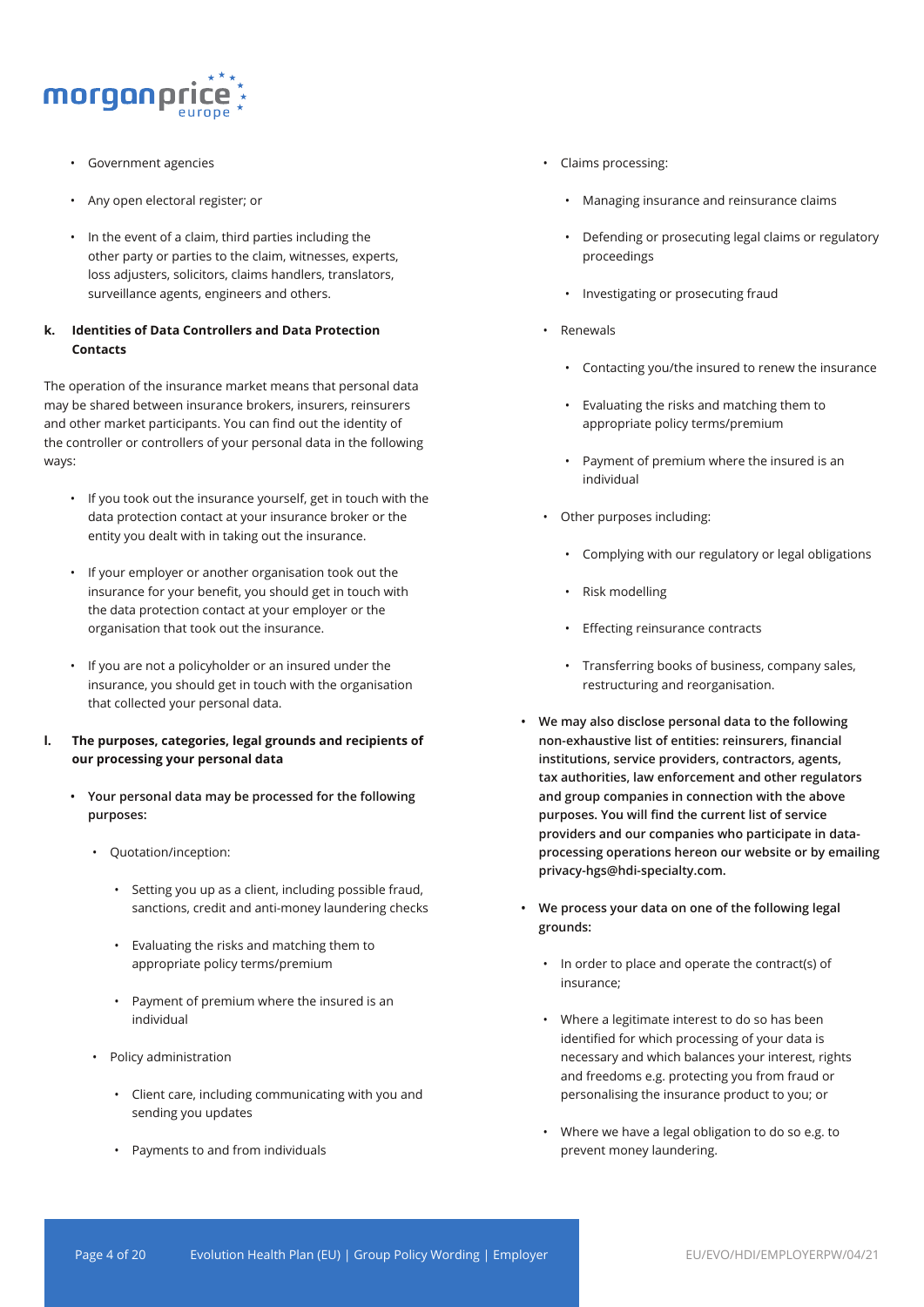- Government agencies
- Any open electoral register; or
- In the event of a claim, third parties including the other party or parties to the claim, witnesses, experts, loss adjusters, solicitors, claims handlers, translators, surveillance agents, engineers and others.

**k. Identities of Data Controllers and Data Protection Contacts**

The operation of the insurance market means that personal data may be shared between insurance brokers, insurers, reinsurers and other market participants. You can find out the identity of the controller or controllers of your personal data in the following ways:

- If you took out the insurance yourself, get in touch with the data protection contact at your insurance broker or the entity you dealt with in taking out the insurance.
- If your employer or another organisation took out the insurance for your benefit, you should get in touch with the data protection contact at your employer or the organisation that took out the insurance.
- If you are not a policyholder or an insured under the insurance, you should get in touch with the organisation that collected your personal data.

**l. The purposes, categories, legal grounds and recipients of our processing your personal data**

- **Your personal data may be processed for the following purposes:**
  - Quotation/inception:
    - Setting you up as a client, including possible fraud, sanctions, credit and anti-money laundering checks
    - Evaluating the risks and matching them to appropriate policy terms/premium
    - Payment of premium where the insured is an individual
  - Policy administration
    - Client care, including communicating with you and sending you updates
    - Payments to and from individuals
  - Claims processing:
    - Managing insurance and reinsurance claims
    - Defending or prosecuting legal claims or regulatory proceedings
    - Investigating or prosecuting fraud
  - Renewals
    - Contacting you/the insured to renew the insurance
    - Evaluating the risks and matching them to appropriate policy terms/premium
    - Payment of premium where the insured is an individual
  - Other purposes including:
    - Complying with our regulatory or legal obligations
    - Risk modelling
    - Effecting reinsurance contracts
    - Transferring books of business, company sales, restructuring and reorganisation.
- **We may also disclose personal data to the following non-exhaustive list of entities: reinsurers, financial institutions, service providers, contractors, agents, tax authorities, law enforcement and other regulators and group companies in connection with the above purposes. You will find the current list of service providers and our companies who participate in data-processing operations hereon our website or by emailing privacy-hgs@hdi-specialty.com.**
- **We process your data on one of the following legal grounds:**
  - In order to place and operate the contract(s) of insurance;
  - Where a legitimate interest to do so has been identified for which processing of your data is necessary and which balances your interest, rights and freedoms e.g. protecting you from fraud or personalising the insurance product to you; or
  - Where we have a legal obligation to do so e.g. to prevent money laundering.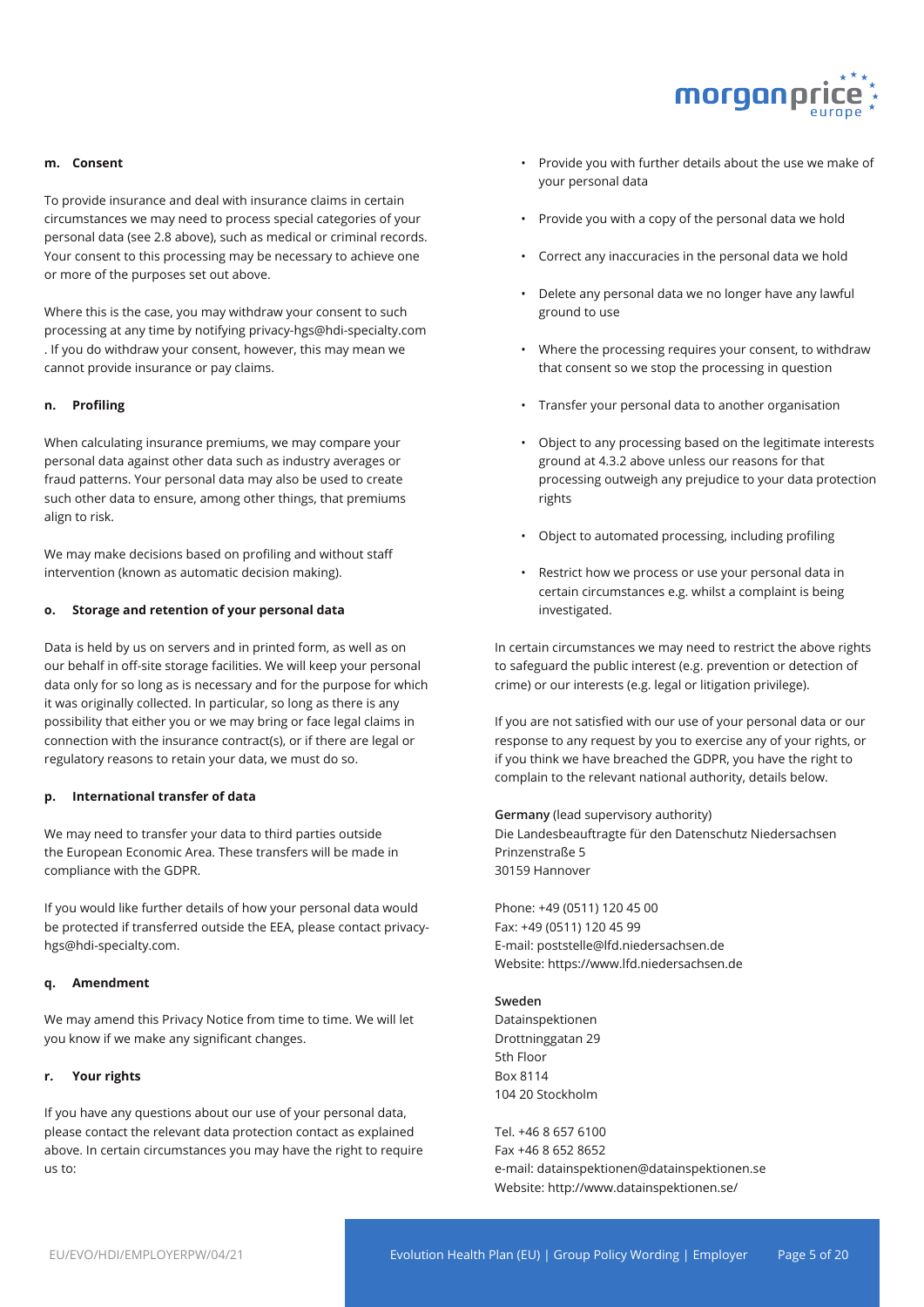#### m. Consent

To provide insurance and deal with insurance claims in certain circumstances we may need to process special categories of your personal data (see 2.8 above), such as medical or criminal records. Your consent to this processing may be necessary to achieve one or more of the purposes set out above.

Where this is the case, you may withdraw your consent to such processing at any time by notifying privacy-hgs@hdi-specialty.com . If you do withdraw your consent, however, this may mean we cannot provide insurance or pay claims.

#### n. Profiling

When calculating insurance premiums, we may compare your personal data against other data such as industry averages or fraud patterns. Your personal data may also be used to create such other data to ensure, among other things, that premiums align to risk.

We may make decisions based on profiling and without staff intervention (known as automatic decision making).

#### o. Storage and retention of your personal data

Data is held by us on servers and in printed form, as well as on our behalf in off-site storage facilities. We will keep your personal data only for so long as is necessary and for the purpose for which it was originally collected. In particular, so long as there is any possibility that either you or we may bring or face legal claims in connection with the insurance contract(s), or if there are legal or regulatory reasons to retain your data, we must do so.

#### p. International transfer of data

We may need to transfer your data to third parties outside the European Economic Area. These transfers will be made in compliance with the GDPR.

If you would like further details of how your personal data would be protected if transferred outside the EEA, please contact privacy-hgs@hdi-specialty.com.

#### q. Amendment

We may amend this Privacy Notice from time to time. We will let you know if we make any significant changes.

#### r. Your rights

If you have any questions about our use of your personal data, please contact the relevant data protection contact as explained above. In certain circumstances you may have the right to require us to:

- Provide you with further details about the use we make of your personal data
- Provide you with a copy of the personal data we hold
- Correct any inaccuracies in the personal data we hold
- Delete any personal data we no longer have any lawful ground to use
- Where the processing requires your consent, to withdraw that consent so we stop the processing in question
- Transfer your personal data to another organisation
- Object to any processing based on the legitimate interests ground at 4.3.2 above unless our reasons for that processing outweigh any prejudice to your data protection rights
- Object to automated processing, including profiling
- Restrict how we process or use your personal data in certain circumstances e.g. whilst a complaint is being investigated.

In certain circumstances we may need to restrict the above rights to safeguard the public interest (e.g. prevention or detection of crime) or our interests (e.g. legal or litigation privilege).

If you are not satisfied with our use of your personal data or our response to any request by you to exercise any of your rights, or if you think we have breached the GDPR, you have the right to complain to the relevant national authority, details below.

**Germany** (lead supervisory authority)
Die Landesbeauftragte für den Datenschutz Niedersachsen
Prinzenstraße 5
30159 Hannover

Phone: +49 (0511) 120 45 00
Fax: +49 (0511) 120 45 99
E-mail: poststelle@lfd.niedersachsen.de
Website: https://www.lfd.niedersachsen.de

**Sweden**
Datainspektionen
Drottninggatan 29
5th Floor
Box 8114
104 20 Stockholm

Tel. +46 8 657 6100
Fax +46 8 652 8652
e-mail: datainspektionen@datainspektionen.se
Website: http://www.datainspektionen.se/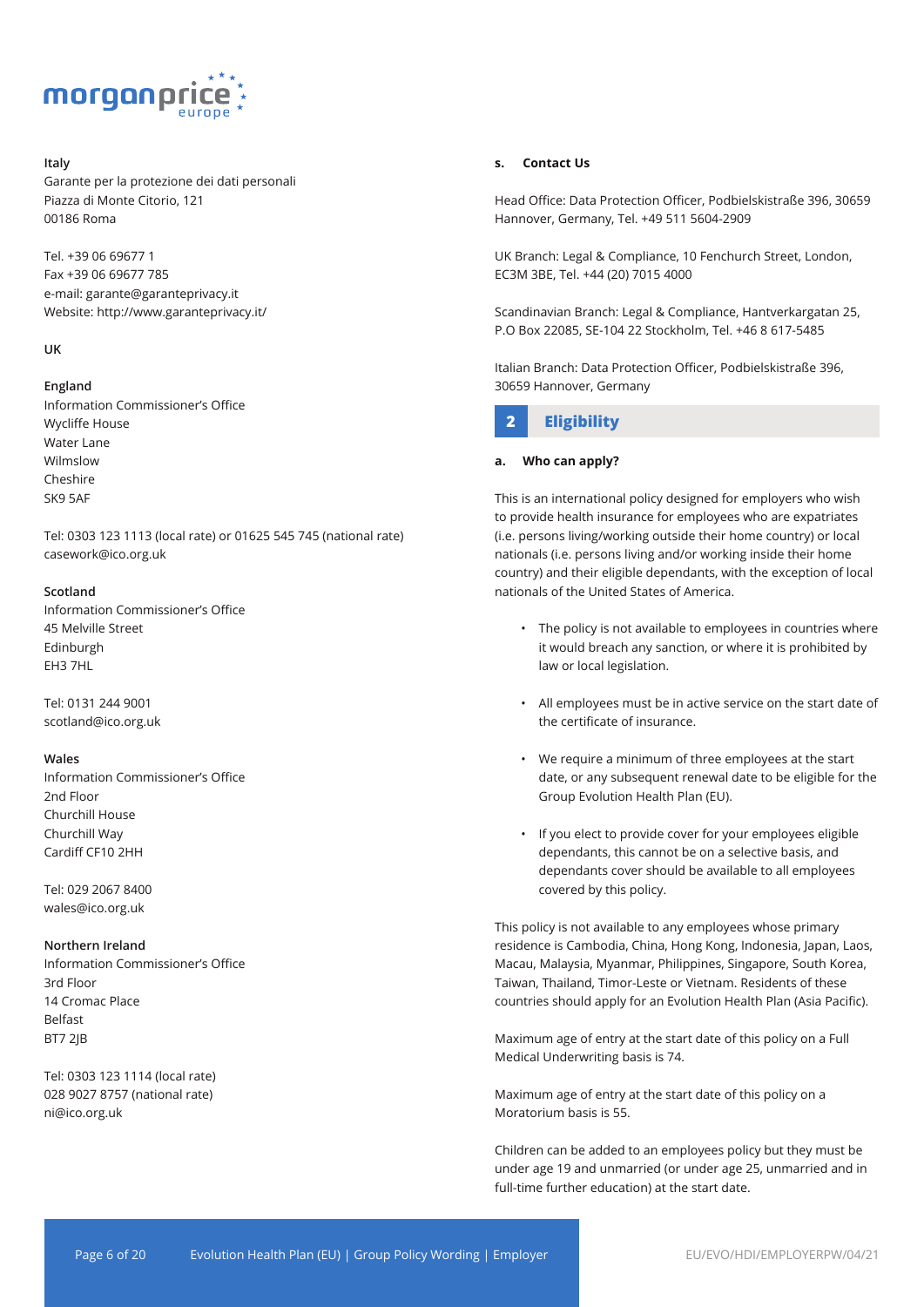**Italy**
Garante per la protezione dei dati personali
Piazza di Monte Citorio, 121
00186 Roma

Tel. +39 06 69677 1
Fax +39 06 69677 785
e-mail: garante@garanteprivacy.it
Website: http://www.garanteprivacy.it/

**UK**

**England**
Information Commissioner's Office
Wycliffe House
Water Lane
Wilmslow
Cheshire
SK9 5AF

Tel: 0303 123 1113 (local rate) or 01625 545 745 (national rate)
casework@ico.org.uk

**Scotland**
Information Commissioner's Office
45 Melville Street
Edinburgh
EH3 7HL

Tel: 0131 244 9001
scotland@ico.org.uk

**Wales**
Information Commissioner's Office
2nd Floor
Churchill House
Churchill Way
Cardiff CF10 2HH

Tel: 029 2067 8400
wales@ico.org.uk

**Northern Ireland**
Information Commissioner's Office
3rd Floor
14 Cromac Place
Belfast
BT7 2JB

Tel: 0303 123 1114 (local rate)
028 9027 8757 (national rate)
ni@ico.org.uk

### s. Contact Us

Head Office: Data Protection Officer, Podbielskistraße 396, 30659 Hannover, Germany, Tel. +49 511 5604-2909

UK Branch: Legal & Compliance, 10 Fenchurch Street, London, EC3M 3BE, Tel. +44 (20) 7015 4000

Scandinavian Branch: Legal & Compliance, Hantverkargatan 25, P.O Box 22085, SE-104 22 Stockholm, Tel. +46 8 617-5485

Italian Branch: Data Protection Officer, Podbielskistraße 396, 30659 Hannover, Germany

## 2 Eligibility

### a. Who can apply?

This is an international policy designed for employers who wish to provide health insurance for employees who are expatriates (i.e. persons living/working outside their home country) or local nationals (i.e. persons living and/or working inside their home country) and their eligible dependants, with the exception of local nationals of the United States of America.

- The policy is not available to employees in countries where it would breach any sanction, or where it is prohibited by law or local legislation.
- All employees must be in active service on the start date of the certificate of insurance.
- We require a minimum of three employees at the start date, or any subsequent renewal date to be eligible for the Group Evolution Health Plan (EU).
- If you elect to provide cover for your employees eligible dependants, this cannot be on a selective basis, and dependants cover should be available to all employees covered by this policy.

This policy is not available to any employees whose primary residence is Cambodia, China, Hong Kong, Indonesia, Japan, Laos, Macau, Malaysia, Myanmar, Philippines, Singapore, South Korea, Taiwan, Thailand, Timor-Leste or Vietnam. Residents of these countries should apply for an Evolution Health Plan (Asia Pacific).

Maximum age of entry at the start date of this policy on a Full Medical Underwriting basis is 74.

Maximum age of entry at the start date of this policy on a Moratorium basis is 55.

Children can be added to an employees policy but they must be under age 19 and unmarried (or under age 25, unmarried and in full-time further education) at the start date.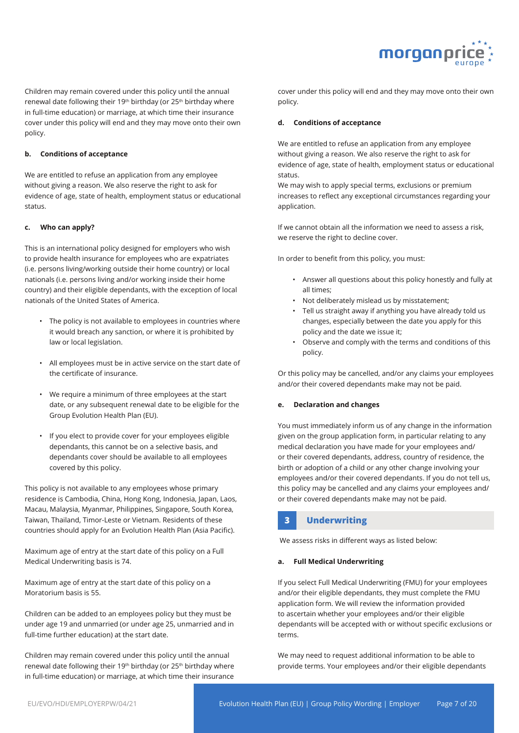Children may remain covered under this policy until the annual renewal date following their 19th birthday (or 25th birthday where in full-time education) or marriage, at which time their insurance cover under this policy will end and they may move onto their own policy.

**b. Conditions of acceptance**

We are entitled to refuse an application from any employee without giving a reason. We also reserve the right to ask for evidence of age, state of health, employment status or educational status.

**c. Who can apply?**

This is an international policy designed for employers who wish to provide health insurance for employees who are expatriates (i.e. persons living/working outside their home country) or local nationals (i.e. persons living and/or working inside their home country) and their eligible dependants, with the exception of local nationals of the United States of America.

- The policy is not available to employees in countries where it would breach any sanction, or where it is prohibited by law or local legislation.
- All employees must be in active service on the start date of the certificate of insurance.
- We require a minimum of three employees at the start date, or any subsequent renewal date to be eligible for the Group Evolution Health Plan (EU).
- If you elect to provide cover for your employees eligible dependants, this cannot be on a selective basis, and dependants cover should be available to all employees covered by this policy.

This policy is not available to any employees whose primary residence is Cambodia, China, Hong Kong, Indonesia, Japan, Laos, Macau, Malaysia, Myanmar, Philippines, Singapore, South Korea, Taiwan, Thailand, Timor-Leste or Vietnam. Residents of these countries should apply for an Evolution Health Plan (Asia Pacific).

Maximum age of entry at the start date of this policy on a Full Medical Underwriting basis is 74.

Maximum age of entry at the start date of this policy on a Moratorium basis is 55.

Children can be added to an employees policy but they must be under age 19 and unmarried (or under age 25, unmarried and in full-time further education) at the start date.

Children may remain covered under this policy until the annual renewal date following their 19th birthday (or 25th birthday where in full-time education) or marriage, at which time their insurance cover under this policy will end and they may move onto their own policy.

**d. Conditions of acceptance**

We are entitled to refuse an application from any employee without giving a reason. We also reserve the right to ask for evidence of age, state of health, employment status or educational status.
We may wish to apply special terms, exclusions or premium increases to reflect any exceptional circumstances regarding your application.

If we cannot obtain all the information we need to assess a risk, we reserve the right to decline cover.

In order to benefit from this policy, you must:

- Answer all questions about this policy honestly and fully at all times;
- Not deliberately mislead us by misstatement;
- Tell us straight away if anything you have already told us changes, especially between the date you apply for this policy and the date we issue it;
- Observe and comply with the terms and conditions of this policy.

Or this policy may be cancelled, and/or any claims your employees and/or their covered dependants make may not be paid.

**e. Declaration and changes**

You must immediately inform us of any change in the information given on the group application form, in particular relating to any medical declaration you have made for your employees and/ or their covered dependants, address, country of residence, the birth or adoption of a child or any other change involving your employees and/or their covered dependants. If you do not tell us, this policy may be cancelled and any claims your employees and/ or their covered dependants make may not be paid.

## 3 Underwriting

We assess risks in different ways as listed below:

**a. Full Medical Underwriting**

If you select Full Medical Underwriting (FMU) for your employees and/or their eligible dependants, they must complete the FMU application form. We will review the information provided to ascertain whether your employees and/or their eligible dependants will be accepted with or without specific exclusions or terms.

We may need to request additional information to be able to provide terms. Your employees and/or their eligible dependants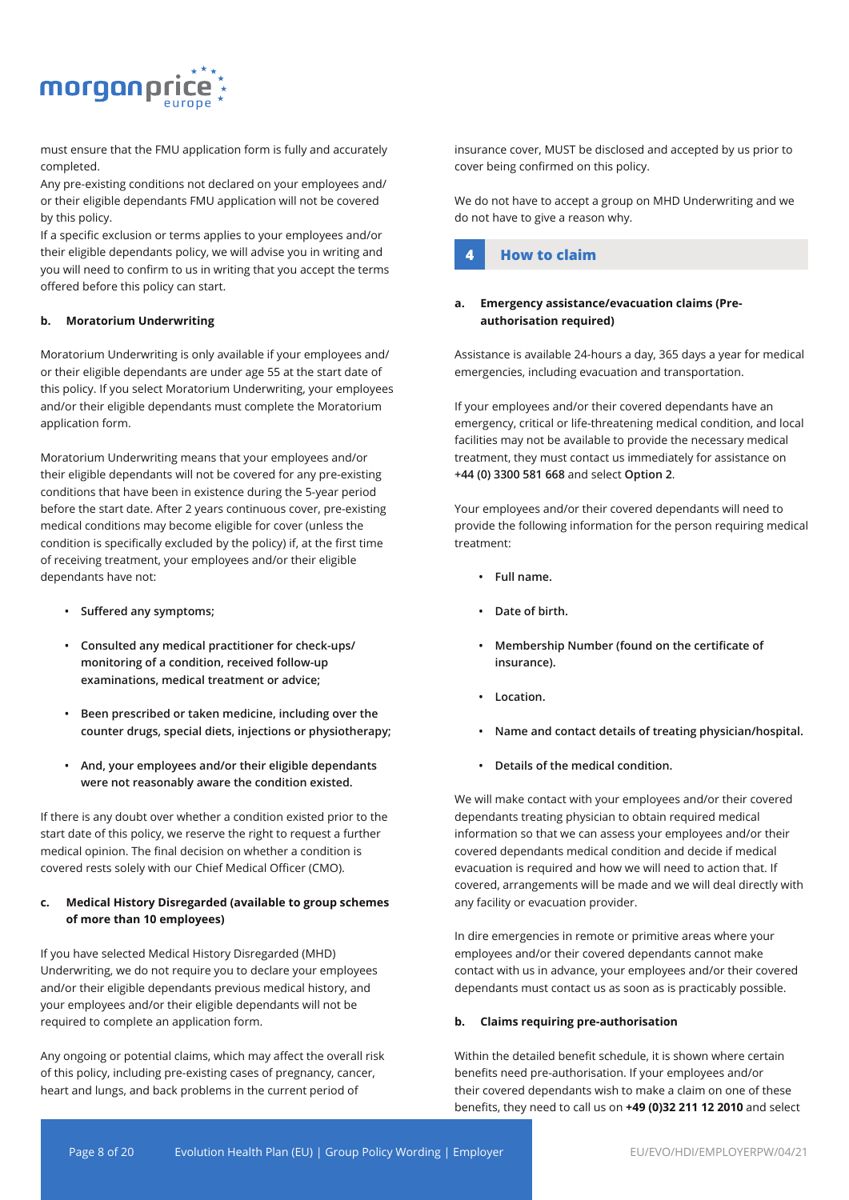must ensure that the FMU application form is fully and accurately completed.

Any pre-existing conditions not declared on your employees and/or their eligible dependants FMU application will not be covered by this policy.

If a specific exclusion or terms applies to your employees and/or their eligible dependants policy, we will advise you in writing and you will need to confirm to us in writing that you accept the terms offered before this policy can start.

**b. Moratorium Underwriting**

Moratorium Underwriting is only available if your employees and/or their eligible dependants are under age 55 at the start date of this policy. If you select Moratorium Underwriting, your employees and/or their eligible dependants must complete the Moratorium application form.

Moratorium Underwriting means that your employees and/or their eligible dependants will not be covered for any pre-existing conditions that have been in existence during the 5-year period before the start date. After 2 years continuous cover, pre-existing medical conditions may become eligible for cover (unless the condition is specifically excluded by the policy) if, at the first time of receiving treatment, your employees and/or their eligible dependants have not:

- **Suffered any symptoms;**
- **Consulted any medical practitioner for check-ups/monitoring of a condition, received follow-up examinations, medical treatment or advice;**
- **Been prescribed or taken medicine, including over the counter drugs, special diets, injections or physiotherapy;**
- **And, your employees and/or their eligible dependants were not reasonably aware the condition existed.**

If there is any doubt over whether a condition existed prior to the start date of this policy, we reserve the right to request a further medical opinion. The final decision on whether a condition is covered rests solely with our Chief Medical Officer (CMO).

**c. Medical History Disregarded (available to group schemes of more than 10 employees)**

If you have selected Medical History Disregarded (MHD) Underwriting, we do not require you to declare your employees and/or their eligible dependants previous medical history, and your employees and/or their eligible dependants will not be required to complete an application form.

Any ongoing or potential claims, which may affect the overall risk of this policy, including pre-existing cases of pregnancy, cancer, heart and lungs, and back problems in the current period of insurance cover, MUST be disclosed and accepted by us prior to cover being confirmed on this policy.

We do not have to accept a group on MHD Underwriting and we do not have to give a reason why.

## 4 How to claim

**a. Emergency assistance/evacuation claims (Pre-authorisation required)**

Assistance is available 24-hours a day, 365 days a year for medical emergencies, including evacuation and transportation.

If your employees and/or their covered dependants have an emergency, critical or life-threatening medical condition, and local facilities may not be available to provide the necessary medical treatment, they must contact us immediately for assistance on **+44 (0) 3300 581 668** and select **Option 2**.

Your employees and/or their covered dependants will need to provide the following information for the person requiring medical treatment:

- **Full name.**
- **Date of birth.**
- **Membership Number (found on the certificate of insurance).**
- **Location.**
- **Name and contact details of treating physician/hospital.**
- **Details of the medical condition.**

We will make contact with your employees and/or their covered dependants treating physician to obtain required medical information so that we can assess your employees and/or their covered dependants medical condition and decide if medical evacuation is required and how we will need to action that. If covered, arrangements will be made and we will deal directly with any facility or evacuation provider.

In dire emergencies in remote or primitive areas where your employees and/or their covered dependants cannot make contact with us in advance, your employees and/or their covered dependants must contact us as soon as is practicably possible.

**b. Claims requiring pre-authorisation**

Within the detailed benefit schedule, it is shown where certain benefits need pre-authorisation. If your employees and/or their covered dependants wish to make a claim on one of these benefits, they need to call us on **+49 (0)32 211 12 2010** and select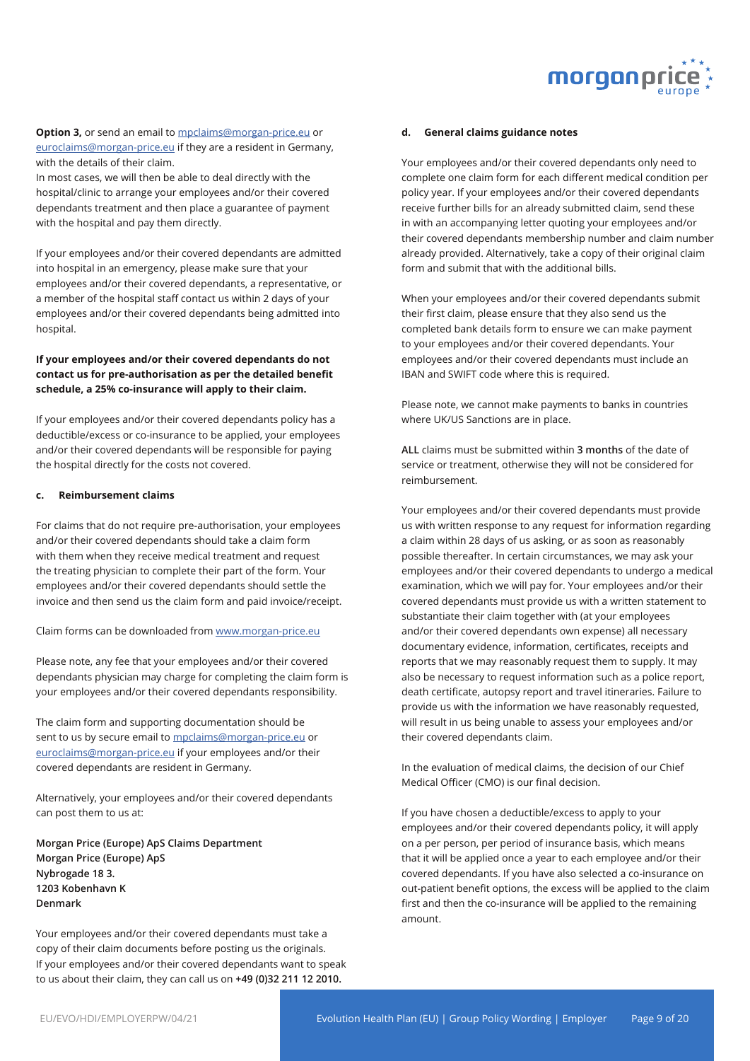**Option 3,** or send an email to mpclaims@morgan-price.eu or euroclaims@morgan-price.eu if they are a resident in Germany, with the details of their claim.

In most cases, we will then be able to deal directly with the hospital/clinic to arrange your employees and/or their covered dependants treatment and then place a guarantee of payment with the hospital and pay them directly.

If your employees and/or their covered dependants are admitted into hospital in an emergency, please make sure that your employees and/or their covered dependants, a representative, or a member of the hospital staff contact us within 2 days of your employees and/or their covered dependants being admitted into hospital.

**If your employees and/or their covered dependants do not contact us for pre-authorisation as per the detailed benefit schedule, a 25% co-insurance will apply to their claim.**

If your employees and/or their covered dependants policy has a deductible/excess or co-insurance to be applied, your employees and/or their covered dependants will be responsible for paying the hospital directly for the costs not covered.

#### c. Reimbursement claims

For claims that do not require pre-authorisation, your employees and/or their covered dependants should take a claim form with them when they receive medical treatment and request the treating physician to complete their part of the form. Your employees and/or their covered dependants should settle the invoice and then send us the claim form and paid invoice/receipt.

Claim forms can be downloaded from www.morgan-price.eu

Please note, any fee that your employees and/or their covered dependants physician may charge for completing the claim form is your employees and/or their covered dependants responsibility.

The claim form and supporting documentation should be sent to us by secure email to mpclaims@morgan-price.eu or euroclaims@morgan-price.eu if your employees and/or their covered dependants are resident in Germany.

Alternatively, your employees and/or their covered dependants can post them to us at:

**Morgan Price (Europe) ApS Claims Department**
**Morgan Price (Europe) ApS**
**Nybrogade 18 3.**
**1203 Kobenhavn K**
**Denmark**

Your employees and/or their covered dependants must take a copy of their claim documents before posting us the originals. If your employees and/or their covered dependants want to speak to us about their claim, they can call us on **+49 (0)32 211 12 2010.**

#### d. General claims guidance notes

Your employees and/or their covered dependants only need to complete one claim form for each different medical condition per policy year. If your employees and/or their covered dependants receive further bills for an already submitted claim, send these in with an accompanying letter quoting your employees and/or their covered dependants membership number and claim number already provided. Alternatively, take a copy of their original claim form and submit that with the additional bills.

When your employees and/or their covered dependants submit their first claim, please ensure that they also send us the completed bank details form to ensure we can make payment to your employees and/or their covered dependants. Your employees and/or their covered dependants must include an IBAN and SWIFT code where this is required.

Please note, we cannot make payments to banks in countries where UK/US Sanctions are in place.

**ALL** claims must be submitted within **3 months** of the date of service or treatment, otherwise they will not be considered for reimbursement.

Your employees and/or their covered dependants must provide us with written response to any request for information regarding a claim within 28 days of us asking, or as soon as reasonably possible thereafter. In certain circumstances, we may ask your employees and/or their covered dependants to undergo a medical examination, which we will pay for. Your employees and/or their covered dependants must provide us with a written statement to substantiate their claim together with (at your employees and/or their covered dependants own expense) all necessary documentary evidence, information, certificates, receipts and reports that we may reasonably request them to supply. It may also be necessary to request information such as a police report, death certificate, autopsy report and travel itineraries. Failure to provide us with the information we have reasonably requested, will result in us being unable to assess your employees and/or their covered dependants claim.

In the evaluation of medical claims, the decision of our Chief Medical Officer (CMO) is our final decision.

If you have chosen a deductible/excess to apply to your employees and/or their covered dependants policy, it will apply on a per person, per period of insurance basis, which means that it will be applied once a year to each employee and/or their covered dependants. If you have also selected a co-insurance on out-patient benefit options, the excess will be applied to the claim first and then the co-insurance will be applied to the remaining amount.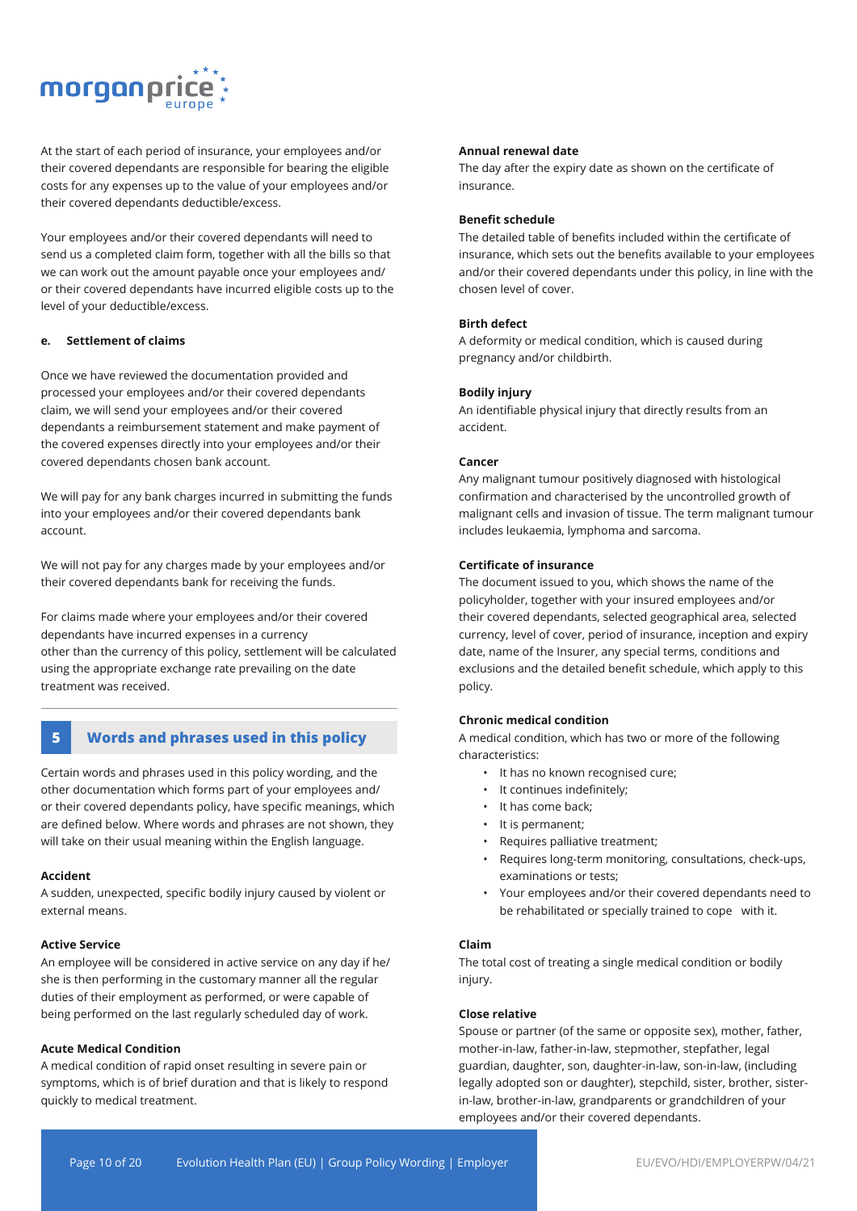At the start of each period of insurance, your employees and/or their covered dependants are responsible for bearing the eligible costs for any expenses up to the value of your employees and/or their covered dependants deductible/excess.

Your employees and/or their covered dependants will need to send us a completed claim form, together with all the bills so that we can work out the amount payable once your employees and/or their covered dependants have incurred eligible costs up to the level of your deductible/excess.

**e. Settlement of claims**

Once we have reviewed the documentation provided and processed your employees and/or their covered dependants claim, we will send your employees and/or their covered dependants a reimbursement statement and make payment of the covered expenses directly into your employees and/or their covered dependants chosen bank account.

We will pay for any bank charges incurred in submitting the funds into your employees and/or their covered dependants bank account.

We will not pay for any charges made by your employees and/or their covered dependants bank for receiving the funds.

For claims made where your employees and/or their covered dependants have incurred expenses in a currency other than the currency of this policy, settlement will be calculated using the appropriate exchange rate prevailing on the date treatment was received.

## 5 Words and phrases used in this policy

Certain words and phrases used in this policy wording, and the other documentation which forms part of your employees and/or their covered dependants policy, have specific meanings, which are defined below. Where words and phrases are not shown, they will take on their usual meaning within the English language.

**Accident**
A sudden, unexpected, specific bodily injury caused by violent or external means.

**Active Service**
An employee will be considered in active service on any day if he/she is then performing in the customary manner all the regular duties of their employment as performed, or were capable of being performed on the last regularly scheduled day of work.

**Acute Medical Condition**
A medical condition of rapid onset resulting in severe pain or symptoms, which is of brief duration and that is likely to respond quickly to medical treatment.

**Annual renewal date**
The day after the expiry date as shown on the certificate of insurance.

**Benefit schedule**
The detailed table of benefits included within the certificate of insurance, which sets out the benefits available to your employees and/or their covered dependants under this policy, in line with the chosen level of cover.

**Birth defect**
A deformity or medical condition, which is caused during pregnancy and/or childbirth.

**Bodily injury**
An identifiable physical injury that directly results from an accident.

**Cancer**
Any malignant tumour positively diagnosed with histological confirmation and characterised by the uncontrolled growth of malignant cells and invasion of tissue. The term malignant tumour includes leukaemia, lymphoma and sarcoma.

**Certificate of insurance**
The document issued to you, which shows the name of the policyholder, together with your insured employees and/or their covered dependants, selected geographical area, selected currency, level of cover, period of insurance, inception and expiry date, name of the Insurer, any special terms, conditions and exclusions and the detailed benefit schedule, which apply to this policy.

**Chronic medical condition**
A medical condition, which has two or more of the following characteristics:

- It has no known recognised cure;
- It continues indefinitely;
- It has come back;
- It is permanent;
- Requires palliative treatment;
- Requires long-term monitoring, consultations, check-ups, examinations or tests;
- Your employees and/or their covered dependants need to be rehabilitated or specially trained to cope with it.

**Claim**
The total cost of treating a single medical condition or bodily injury.

**Close relative**
Spouse or partner (of the same or opposite sex), mother, father, mother-in-law, father-in-law, stepmother, stepfather, legal guardian, daughter, son, daughter-in-law, son-in-law, (including legally adopted son or daughter), stepchild, sister, brother, sister-in-law, brother-in-law, grandparents or grandchildren of your employees and/or their covered dependants.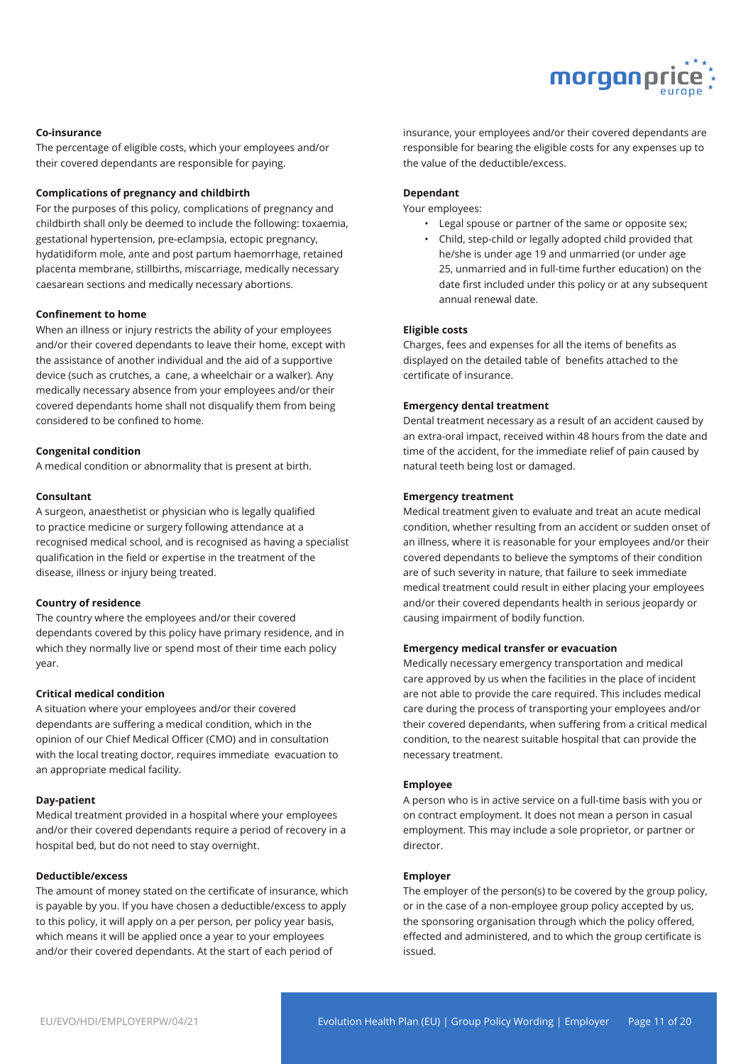**Co-insurance**

The percentage of eligible costs, which your employees and/or their covered dependants are responsible for paying.

**Complications of pregnancy and childbirth**

For the purposes of this policy, complications of pregnancy and childbirth shall only be deemed to include the following: toxaemia, gestational hypertension, pre-eclampsia, ectopic pregnancy, hydatidiform mole, ante and post partum haemorrhage, retained placenta membrane, stillbirths, miscarriage, medically necessary caesarean sections and medically necessary abortions.

**Confinement to home**

When an illness or injury restricts the ability of your employees and/or their covered dependants to leave their home, except with the assistance of another individual and the aid of a supportive device (such as crutches, a cane, a wheelchair or a walker). Any medically necessary absence from your employees and/or their covered dependants home shall not disqualify them from being considered to be confined to home.

**Congenital condition**

A medical condition or abnormality that is present at birth.

**Consultant**

A surgeon, anaesthetist or physician who is legally qualified to practice medicine or surgery following attendance at a recognised medical school, and is recognised as having a specialist qualification in the field or expertise in the treatment of the disease, illness or injury being treated.

**Country of residence**

The country where the employees and/or their covered dependants covered by this policy have primary residence, and in which they normally live or spend most of their time each policy year.

**Critical medical condition**

A situation where your employees and/or their covered dependants are suffering a medical condition, which in the opinion of our Chief Medical Officer (CMO) and in consultation with the local treating doctor, requires immediate evacuation to an appropriate medical facility.

**Day-patient**

Medical treatment provided in a hospital where your employees and/or their covered dependants require a period of recovery in a hospital bed, but do not need to stay overnight.

**Deductible/excess**

The amount of money stated on the certificate of insurance, which is payable by you. If you have chosen a deductible/excess to apply to this policy, it will apply on a per person, per policy year basis, which means it will be applied once a year to your employees and/or their covered dependants. At the start of each period of insurance, your employees and/or their covered dependants are responsible for bearing the eligible costs for any expenses up to the value of the deductible/excess.

**Dependant**

Your employees:

- Legal spouse or partner of the same or opposite sex;
- Child, step-child or legally adopted child provided that he/she is under age 19 and unmarried (or under age 25, unmarried and in full-time further education) on the date first included under this policy or at any subsequent annual renewal date.

**Eligible costs**

Charges, fees and expenses for all the items of benefits as displayed on the detailed table of benefits attached to the certificate of insurance.

**Emergency dental treatment**

Dental treatment necessary as a result of an accident caused by an extra-oral impact, received within 48 hours from the date and time of the accident, for the immediate relief of pain caused by natural teeth being lost or damaged.

**Emergency treatment**

Medical treatment given to evaluate and treat an acute medical condition, whether resulting from an accident or sudden onset of an illness, where it is reasonable for your employees and/or their covered dependants to believe the symptoms of their condition are of such severity in nature, that failure to seek immediate medical treatment could result in either placing your employees and/or their covered dependants health in serious jeopardy or causing impairment of bodily function.

**Emergency medical transfer or evacuation**

Medically necessary emergency transportation and medical care approved by us when the facilities in the place of incident are not able to provide the care required. This includes medical care during the process of transporting your employees and/or their covered dependants, when suffering from a critical medical condition, to the nearest suitable hospital that can provide the necessary treatment.

**Employee**

A person who is in active service on a full-time basis with you or on contract employment. It does not mean a person in casual employment. This may include a sole proprietor, or partner or director.

**Employer**

The employer of the person(s) to be covered by the group policy, or in the case of a non-employee group policy accepted by us, the sponsoring organisation through which the policy offered, effected and administered, and to which the group certificate is issued.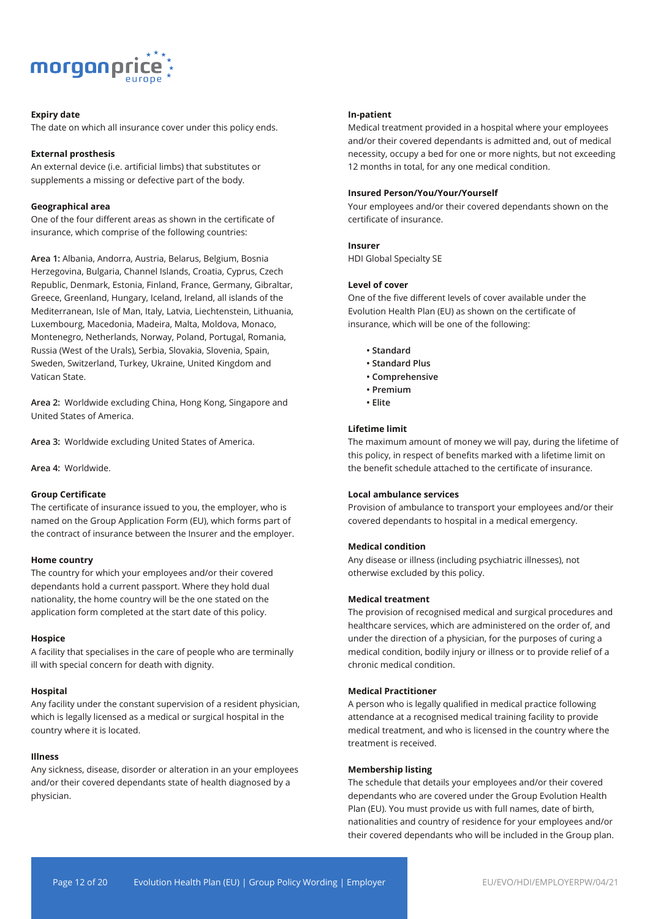**Expiry date**
The date on which all insurance cover under this policy ends.

**External prosthesis**
An external device (i.e. artificial limbs) that substitutes or supplements a missing or defective part of the body.

**Geographical area**
One of the four different areas as shown in the certificate of insurance, which comprise of the following countries:

**Area 1:** Albania, Andorra, Austria, Belarus, Belgium, Bosnia Herzegovina, Bulgaria, Channel Islands, Croatia, Cyprus, Czech Republic, Denmark, Estonia, Finland, France, Germany, Gibraltar, Greece, Greenland, Hungary, Iceland, Ireland, all islands of the Mediterranean, Isle of Man, Italy, Latvia, Liechtenstein, Lithuania, Luxembourg, Macedonia, Madeira, Malta, Moldova, Monaco, Montenegro, Netherlands, Norway, Poland, Portugal, Romania, Russia (West of the Urals), Serbia, Slovakia, Slovenia, Spain, Sweden, Switzerland, Turkey, Ukraine, United Kingdom and Vatican State.

**Area 2:** Worldwide excluding China, Hong Kong, Singapore and United States of America.

**Area 3:** Worldwide excluding United States of America.

**Area 4:** Worldwide.

**Group Certificate**
The certificate of insurance issued to you, the employer, who is named on the Group Application Form (EU), which forms part of the contract of insurance between the Insurer and the employer.

**Home country**
The country for which your employees and/or their covered dependants hold a current passport. Where they hold dual nationality, the home country will be the one stated on the application form completed at the start date of this policy.

**Hospice**
A facility that specialises in the care of people who are terminally ill with special concern for death with dignity.

**Hospital**
Any facility under the constant supervision of a resident physician, which is legally licensed as a medical or surgical hospital in the country where it is located.

**Illness**
Any sickness, disease, disorder or alteration in an your employees and/or their covered dependants state of health diagnosed by a physician.

**In-patient**
Medical treatment provided in a hospital where your employees and/or their covered dependants is admitted and, out of medical necessity, occupy a bed for one or more nights, but not exceeding 12 months in total, for any one medical condition.

**Insured Person/You/Your/Yourself**
Your employees and/or their covered dependants shown on the certificate of insurance.

**Insurer**
HDI Global Specialty SE

**Level of cover**
One of the five different levels of cover available under the Evolution Health Plan (EU) as shown on the certificate of insurance, which will be one of the following:

- Standard
- Standard Plus
- Comprehensive
- Premium
- Elite

**Lifetime limit**
The maximum amount of money we will pay, during the lifetime of this policy, in respect of benefits marked with a lifetime limit on the benefit schedule attached to the certificate of insurance.

**Local ambulance services**
Provision of ambulance to transport your employees and/or their covered dependants to hospital in a medical emergency.

**Medical condition**
Any disease or illness (including psychiatric illnesses), not otherwise excluded by this policy.

**Medical treatment**
The provision of recognised medical and surgical procedures and healthcare services, which are administered on the order of, and under the direction of a physician, for the purposes of curing a medical condition, bodily injury or illness or to provide relief of a chronic medical condition.

**Medical Practitioner**
A person who is legally qualified in medical practice following attendance at a recognised medical training facility to provide medical treatment, and who is licensed in the country where the treatment is received.

**Membership listing**
The schedule that details your employees and/or their covered dependants who are covered under the Group Evolution Health Plan (EU). You must provide us with full names, date of birth, nationalities and country of residence for your employees and/or their covered dependants who will be included in the Group plan.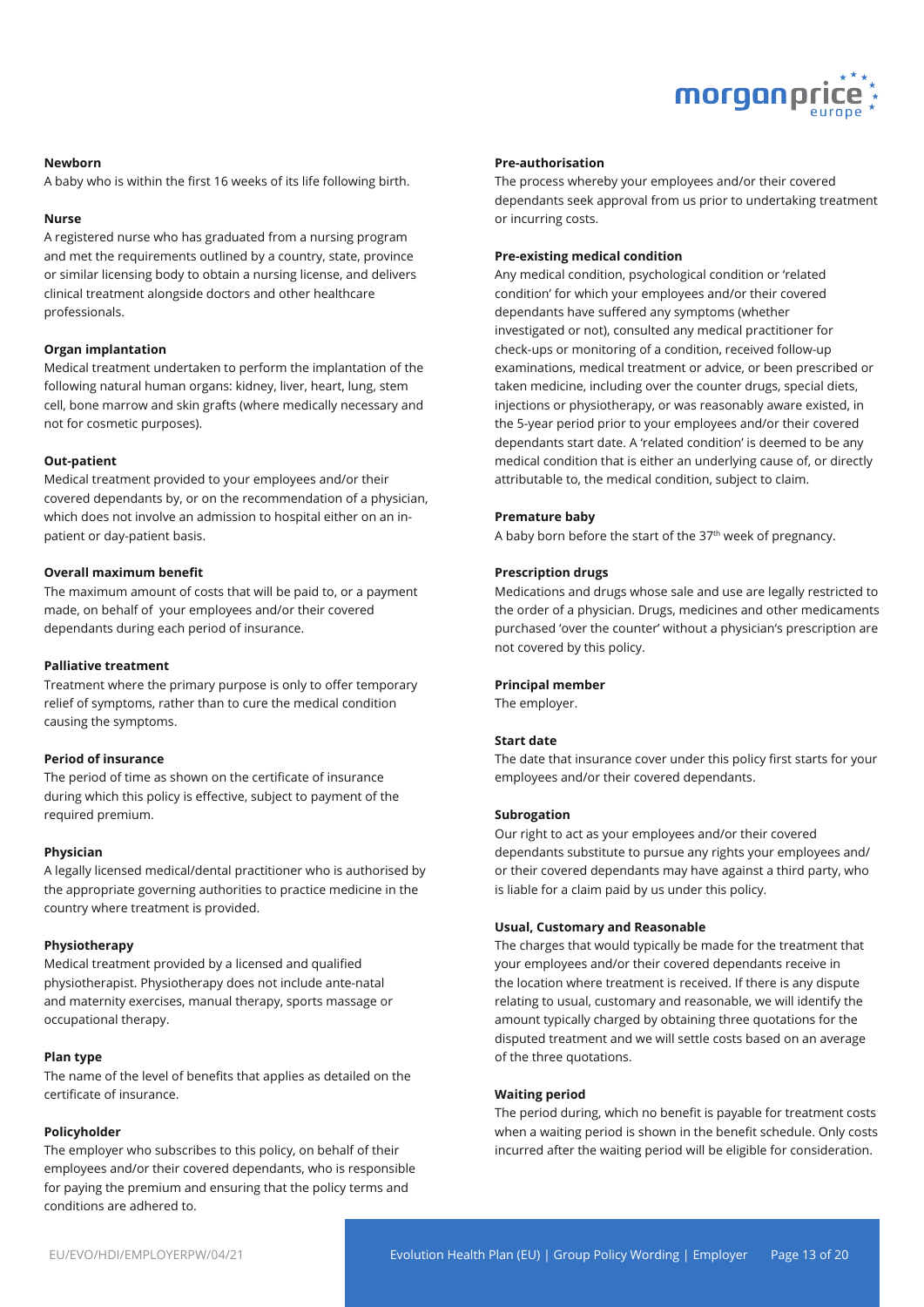#### Newborn

A baby who is within the first 16 weeks of its life following birth.

#### Nurse

A registered nurse who has graduated from a nursing program and met the requirements outlined by a country, state, province or similar licensing body to obtain a nursing license, and delivers clinical treatment alongside doctors and other healthcare professionals.

#### Organ implantation

Medical treatment undertaken to perform the implantation of the following natural human organs: kidney, liver, heart, lung, stem cell, bone marrow and skin grafts (where medically necessary and not for cosmetic purposes).

#### Out-patient

Medical treatment provided to your employees and/or their covered dependants by, or on the recommendation of a physician, which does not involve an admission to hospital either on an in-patient or day-patient basis.

#### Overall maximum benefit

The maximum amount of costs that will be paid to, or a payment made, on behalf of your employees and/or their covered dependants during each period of insurance.

#### Palliative treatment

Treatment where the primary purpose is only to offer temporary relief of symptoms, rather than to cure the medical condition causing the symptoms.

#### Period of insurance

The period of time as shown on the certificate of insurance during which this policy is effective, subject to payment of the required premium.

#### Physician

A legally licensed medical/dental practitioner who is authorised by the appropriate governing authorities to practice medicine in the country where treatment is provided.

#### Physiotherapy

Medical treatment provided by a licensed and qualified physiotherapist. Physiotherapy does not include ante-natal and maternity exercises, manual therapy, sports massage or occupational therapy.

#### Plan type

The name of the level of benefits that applies as detailed on the certificate of insurance.

#### Policyholder

The employer who subscribes to this policy, on behalf of their employees and/or their covered dependants, who is responsible for paying the premium and ensuring that the policy terms and conditions are adhered to.

#### Pre-authorisation

The process whereby your employees and/or their covered dependants seek approval from us prior to undertaking treatment or incurring costs.

#### Pre-existing medical condition

Any medical condition, psychological condition or 'related condition' for which your employees and/or their covered dependants have suffered any symptoms (whether investigated or not), consulted any medical practitioner for check-ups or monitoring of a condition, received follow-up examinations, medical treatment or advice, or been prescribed or taken medicine, including over the counter drugs, special diets, injections or physiotherapy, or was reasonably aware existed, in the 5-year period prior to your employees and/or their covered dependants start date. A 'related condition' is deemed to be any medical condition that is either an underlying cause of, or directly attributable to, the medical condition, subject to claim.

#### Premature baby

A baby born before the start of the 37th week of pregnancy.

#### Prescription drugs

Medications and drugs whose sale and use are legally restricted to the order of a physician. Drugs, medicines and other medicaments purchased 'over the counter' without a physician's prescription are not covered by this policy.

#### Principal member

The employer.

#### Start date

The date that insurance cover under this policy first starts for your employees and/or their covered dependants.

#### Subrogation

Our right to act as your employees and/or their covered dependants substitute to pursue any rights your employees and/or their covered dependants may have against a third party, who is liable for a claim paid by us under this policy.

#### Usual, Customary and Reasonable

The charges that would typically be made for the treatment that your employees and/or their covered dependants receive in the location where treatment is received. If there is any dispute relating to usual, customary and reasonable, we will identify the amount typically charged by obtaining three quotations for the disputed treatment and we will settle costs based on an average of the three quotations.

#### Waiting period

The period during, which no benefit is payable for treatment costs when a waiting period is shown in the benefit schedule. Only costs incurred after the waiting period will be eligible for consideration.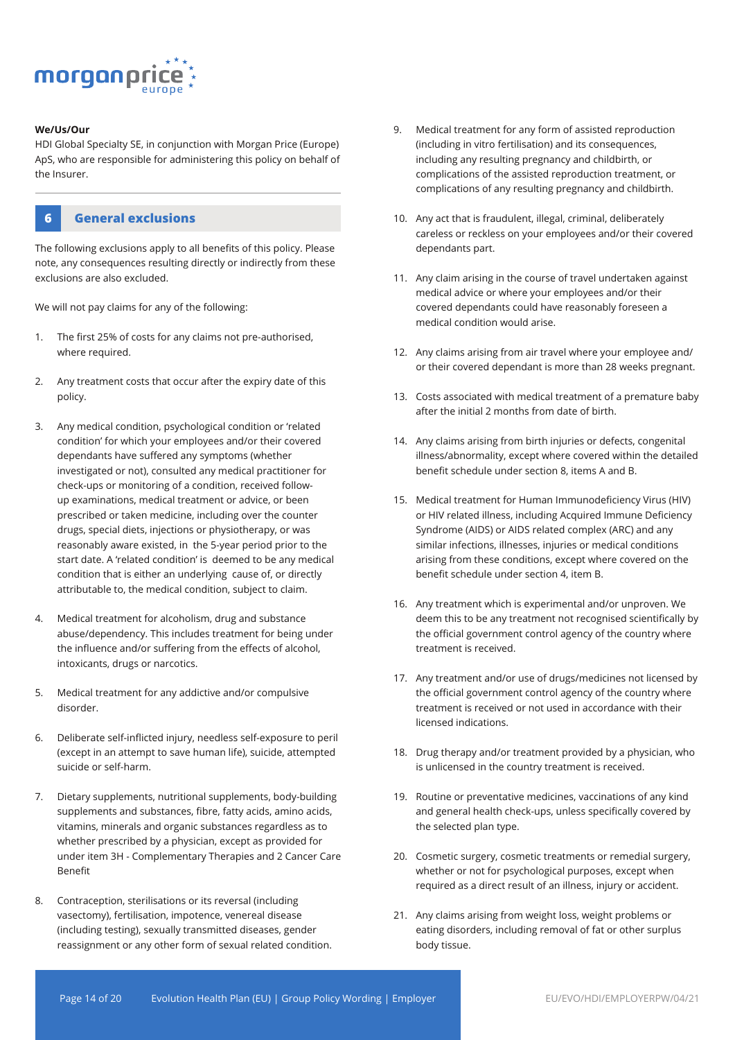**We/Us/Our**
HDI Global Specialty SE, in conjunction with Morgan Price (Europe) ApS, who are responsible for administering this policy on behalf of the Insurer.

## 6 General exclusions

The following exclusions apply to all benefits of this policy. Please note, any consequences resulting directly or indirectly from these exclusions are also excluded.

We will not pay claims for any of the following:

1. The first 25% of costs for any claims not pre-authorised, where required.
2. Any treatment costs that occur after the expiry date of this policy.
3. Any medical condition, psychological condition or 'related condition' for which your employees and/or their covered dependants have suffered any symptoms (whether investigated or not), consulted any medical practitioner for check-ups or monitoring of a condition, received follow-up examinations, medical treatment or advice, or been prescribed or taken medicine, including over the counter drugs, special diets, injections or physiotherapy, or was reasonably aware existed, in the 5-year period prior to the start date. A 'related condition' is deemed to be any medical condition that is either an underlying cause of, or directly attributable to, the medical condition, subject to claim.
4. Medical treatment for alcoholism, drug and substance abuse/dependency. This includes treatment for being under the influence and/or suffering from the effects of alcohol, intoxicants, drugs or narcotics.
5. Medical treatment for any addictive and/or compulsive disorder.
6. Deliberate self-inflicted injury, needless self-exposure to peril (except in an attempt to save human life), suicide, attempted suicide or self-harm.
7. Dietary supplements, nutritional supplements, body-building supplements and substances, fibre, fatty acids, amino acids, vitamins, minerals and organic substances regardless as to whether prescribed by a physician, except as provided for under item 3H - Complementary Therapies and 2 Cancer Care Benefit
8. Contraception, sterilisations or its reversal (including vasectomy), fertilisation, impotence, venereal disease (including testing), sexually transmitted diseases, gender reassignment or any other form of sexual related condition.
9. Medical treatment for any form of assisted reproduction (including in vitro fertilisation) and its consequences, including any resulting pregnancy and childbirth, or complications of the assisted reproduction treatment, or complications of any resulting pregnancy and childbirth.
10. Any act that is fraudulent, illegal, criminal, deliberately careless or reckless on your employees and/or their covered dependants part.
11. Any claim arising in the course of travel undertaken against medical advice or where your employees and/or their covered dependants could have reasonably foreseen a medical condition would arise.
12. Any claims arising from air travel where your employee and/or their covered dependant is more than 28 weeks pregnant.
13. Costs associated with medical treatment of a premature baby after the initial 2 months from date of birth.
14. Any claims arising from birth injuries or defects, congenital illness/abnormality, except where covered within the detailed benefit schedule under section 8, items A and B.
15. Medical treatment for Human Immunodeficiency Virus (HIV) or HIV related illness, including Acquired Immune Deficiency Syndrome (AIDS) or AIDS related complex (ARC) and any similar infections, illnesses, injuries or medical conditions arising from these conditions, except where covered on the benefit schedule under section 4, item B.
16. Any treatment which is experimental and/or unproven. We deem this to be any treatment not recognised scientifically by the official government control agency of the country where treatment is received.
17. Any treatment and/or use of drugs/medicines not licensed by the official government control agency of the country where treatment is received or not used in accordance with their licensed indications.
18. Drug therapy and/or treatment provided by a physician, who is unlicensed in the country treatment is received.
19. Routine or preventative medicines, vaccinations of any kind and general health check-ups, unless specifically covered by the selected plan type.
20. Cosmetic surgery, cosmetic treatments or remedial surgery, whether or not for psychological purposes, except when required as a direct result of an illness, injury or accident.
21. Any claims arising from weight loss, weight problems or eating disorders, including removal of fat or other surplus body tissue.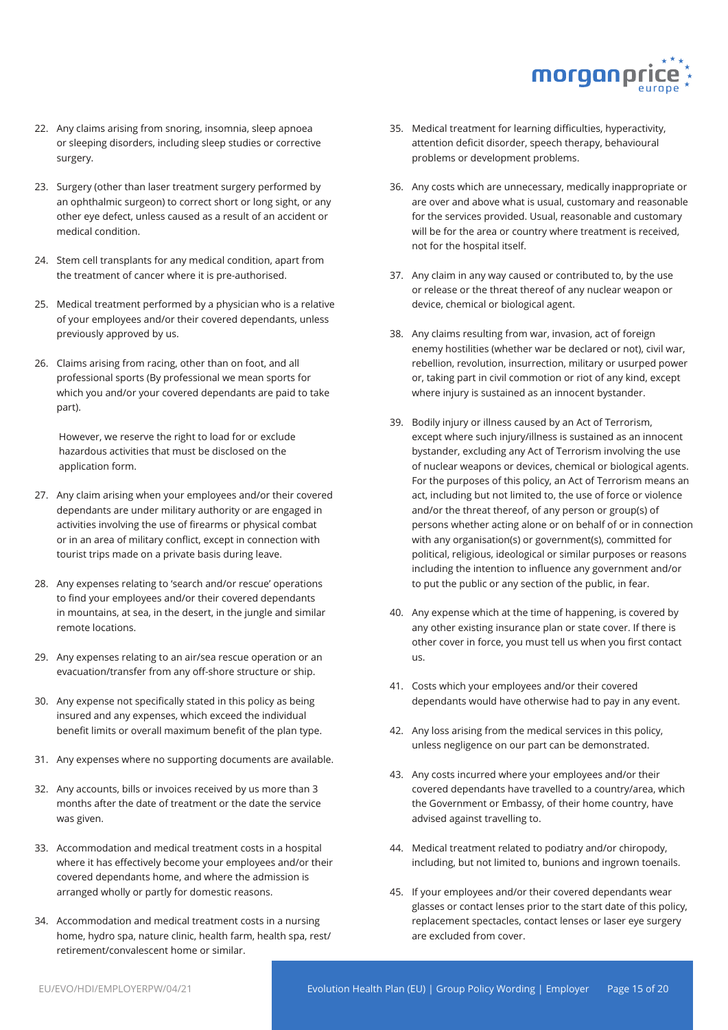22. Any claims arising from snoring, insomnia, sleep apnoea or sleeping disorders, including sleep studies or corrective surgery.

23. Surgery (other than laser treatment surgery performed by an ophthalmic surgeon) to correct short or long sight, or any other eye defect, unless caused as a result of an accident or medical condition.

24. Stem cell transplants for any medical condition, apart from the treatment of cancer where it is pre-authorised.

25. Medical treatment performed by a physician who is a relative of your employees and/or their covered dependants, unless previously approved by us.

26. Claims arising from racing, other than on foot, and all professional sports (By professional we mean sports for which you and/or your covered dependants are paid to take part).

    However, we reserve the right to load for or exclude hazardous activities that must be disclosed on the application form.

27. Any claim arising when your employees and/or their covered dependants are under military authority or are engaged in activities involving the use of firearms or physical combat or in an area of military conflict, except in connection with tourist trips made on a private basis during leave.

28. Any expenses relating to 'search and/or rescue' operations to find your employees and/or their covered dependants in mountains, at sea, in the desert, in the jungle and similar remote locations.

29. Any expenses relating to an air/sea rescue operation or an evacuation/transfer from any off-shore structure or ship.

30. Any expense not specifically stated in this policy as being insured and any expenses, which exceed the individual benefit limits or overall maximum benefit of the plan type.

31. Any expenses where no supporting documents are available.

32. Any accounts, bills or invoices received by us more than 3 months after the date of treatment or the date the service was given.

33. Accommodation and medical treatment costs in a hospital where it has effectively become your employees and/or their covered dependants home, and where the admission is arranged wholly or partly for domestic reasons.

34. Accommodation and medical treatment costs in a nursing home, hydro spa, nature clinic, health farm, health spa, rest/retirement/convalescent home or similar.

35. Medical treatment for learning difficulties, hyperactivity, attention deficit disorder, speech therapy, behavioural problems or development problems.

36. Any costs which are unnecessary, medically inappropriate or are over and above what is usual, customary and reasonable for the services provided. Usual, reasonable and customary will be for the area or country where treatment is received, not for the hospital itself.

37. Any claim in any way caused or contributed to, by the use or release or the threat thereof of any nuclear weapon or device, chemical or biological agent.

38. Any claims resulting from war, invasion, act of foreign enemy hostilities (whether war be declared or not), civil war, rebellion, revolution, insurrection, military or usurped power or, taking part in civil commotion or riot of any kind, except where injury is sustained as an innocent bystander.

39. Bodily injury or illness caused by an Act of Terrorism, except where such injury/illness is sustained as an innocent bystander, excluding any Act of Terrorism involving the use of nuclear weapons or devices, chemical or biological agents. For the purposes of this policy, an Act of Terrorism means an act, including but not limited to, the use of force or violence and/or the threat thereof, of any person or group(s) of persons whether acting alone or on behalf of or in connection with any organisation(s) or government(s), committed for political, religious, ideological or similar purposes or reasons including the intention to influence any government and/or to put the public or any section of the public, in fear.

40. Any expense which at the time of happening, is covered by any other existing insurance plan or state cover. If there is other cover in force, you must tell us when you first contact us.

41. Costs which your employees and/or their covered dependants would have otherwise had to pay in any event.

42. Any loss arising from the medical services in this policy, unless negligence on our part can be demonstrated.

43. Any costs incurred where your employees and/or their covered dependants have travelled to a country/area, which the Government or Embassy, of their home country, have advised against travelling to.

44. Medical treatment related to podiatry and/or chiropody, including, but not limited to, bunions and ingrown toenails.

45. If your employees and/or their covered dependants wear glasses or contact lenses prior to the start date of this policy, replacement spectacles, contact lenses or laser eye surgery are excluded from cover.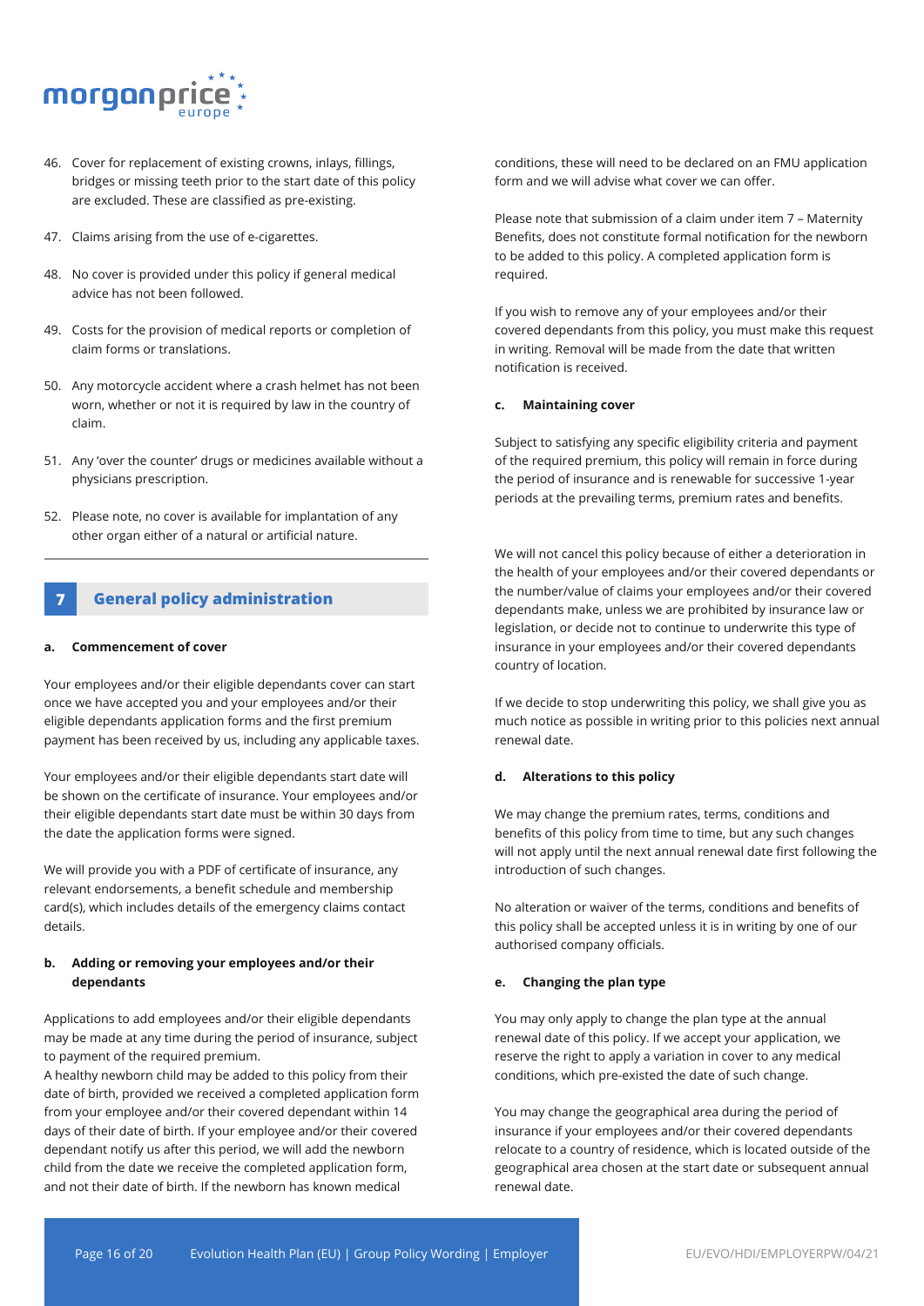46. Cover for replacement of existing crowns, inlays, fillings, bridges or missing teeth prior to the start date of this policy are excluded. These are classified as pre-existing.

47. Claims arising from the use of e-cigarettes.

48. No cover is provided under this policy if general medical advice has not been followed.

49. Costs for the provision of medical reports or completion of claim forms or translations.

50. Any motorcycle accident where a crash helmet has not been worn, whether or not it is required by law in the country of claim.

51. Any 'over the counter' drugs or medicines available without a physicians prescription.

52. Please note, no cover is available for implantation of any other organ either of a natural or artificial nature.

## 7 General policy administration

### a. Commencement of cover

Your employees and/or their eligible dependants cover can start once we have accepted you and your employees and/or their eligible dependants application forms and the first premium payment has been received by us, including any applicable taxes.

Your employees and/or their eligible dependants start date will be shown on the certificate of insurance. Your employees and/or their eligible dependants start date must be within 30 days from the date the application forms were signed.

We will provide you with a PDF of certificate of insurance, any relevant endorsements, a benefit schedule and membership card(s), which includes details of the emergency claims contact details.

### b. Adding or removing your employees and/or their dependants

Applications to add employees and/or their eligible dependants may be made at any time during the period of insurance, subject to payment of the required premium.
A healthy newborn child may be added to this policy from their date of birth, provided we received a completed application form from your employee and/or their covered dependant within 14 days of their date of birth. If your employee and/or their covered dependant notify us after this period, we will add the newborn child from the date we receive the completed application form, and not their date of birth. If the newborn has known medical conditions, these will need to be declared on an FMU application form and we will advise what cover we can offer.

Please note that submission of a claim under item 7 – Maternity Benefits, does not constitute formal notification for the newborn to be added to this policy. A completed application form is required.

If you wish to remove any of your employees and/or their covered dependants from this policy, you must make this request in writing. Removal will be made from the date that written notification is received.

### c. Maintaining cover

Subject to satisfying any specific eligibility criteria and payment of the required premium, this policy will remain in force during the period of insurance and is renewable for successive 1-year periods at the prevailing terms, premium rates and benefits.

We will not cancel this policy because of either a deterioration in the health of your employees and/or their covered dependants or the number/value of claims your employees and/or their covered dependants make, unless we are prohibited by insurance law or legislation, or decide not to continue to underwrite this type of insurance in your employees and/or their covered dependants country of location.

If we decide to stop underwriting this policy, we shall give you as much notice as possible in writing prior to this policies next annual renewal date.

### d. Alterations to this policy

We may change the premium rates, terms, conditions and benefits of this policy from time to time, but any such changes will not apply until the next annual renewal date first following the introduction of such changes.

No alteration or waiver of the terms, conditions and benefits of this policy shall be accepted unless it is in writing by one of our authorised company officials.

### e. Changing the plan type

You may only apply to change the plan type at the annual renewal date of this policy. If we accept your application, we reserve the right to apply a variation in cover to any medical conditions, which pre-existed the date of such change.

You may change the geographical area during the period of insurance if your employees and/or their covered dependants relocate to a country of residence, which is located outside of the geographical area chosen at the start date or subsequent annual renewal date.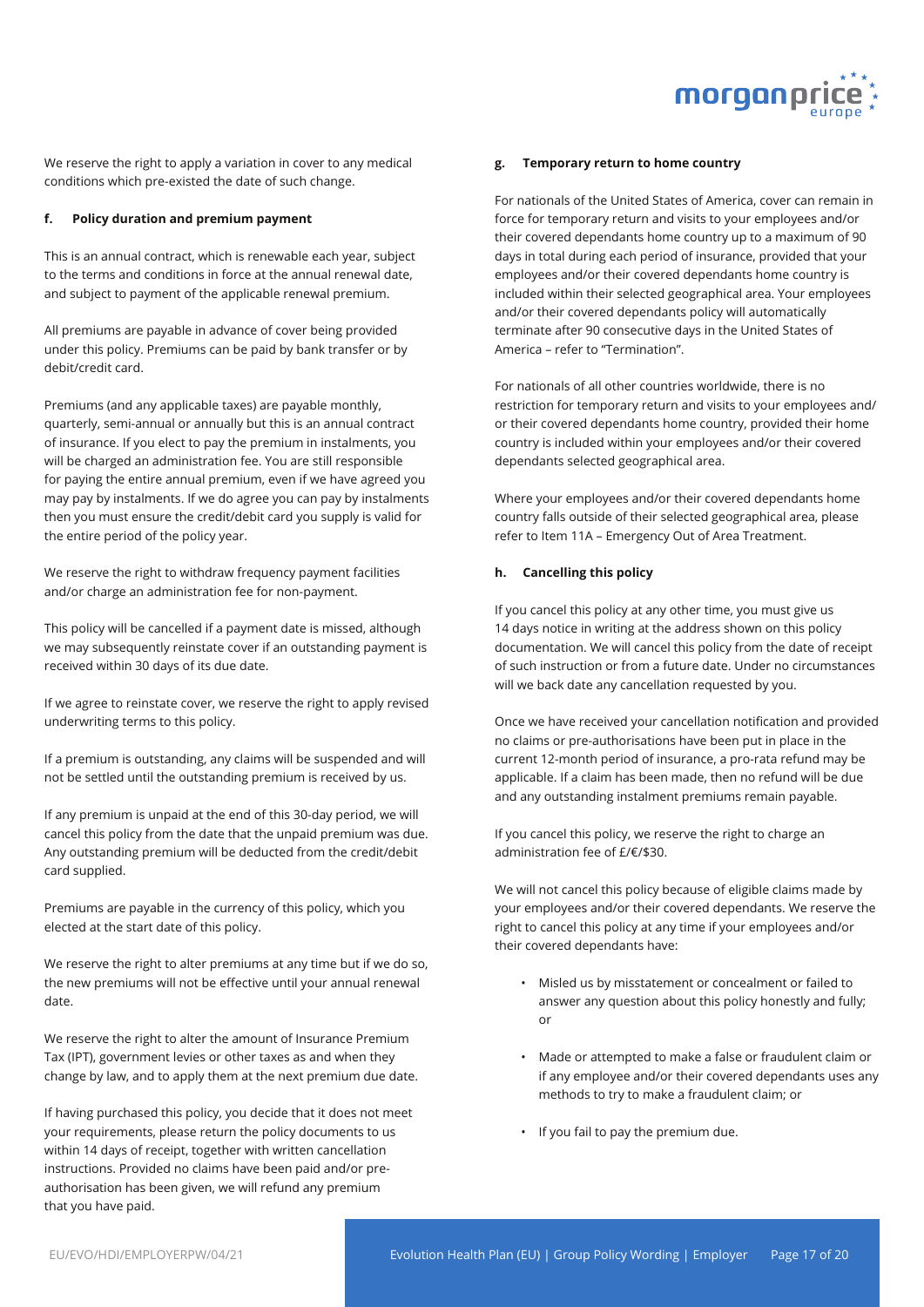We reserve the right to apply a variation in cover to any medical conditions which pre-existed the date of such change.

#### f. Policy duration and premium payment

This is an annual contract, which is renewable each year, subject to the terms and conditions in force at the annual renewal date, and subject to payment of the applicable renewal premium.

All premiums are payable in advance of cover being provided under this policy. Premiums can be paid by bank transfer or by debit/credit card.

Premiums (and any applicable taxes) are payable monthly, quarterly, semi-annual or annually but this is an annual contract of insurance. If you elect to pay the premium in instalments, you will be charged an administration fee. You are still responsible for paying the entire annual premium, even if we have agreed you may pay by instalments. If we do agree you can pay by instalments then you must ensure the credit/debit card you supply is valid for the entire period of the policy year.

We reserve the right to withdraw frequency payment facilities and/or charge an administration fee for non-payment.

This policy will be cancelled if a payment date is missed, although we may subsequently reinstate cover if an outstanding payment is received within 30 days of its due date.

If we agree to reinstate cover, we reserve the right to apply revised underwriting terms to this policy.

If a premium is outstanding, any claims will be suspended and will not be settled until the outstanding premium is received by us.

If any premium is unpaid at the end of this 30-day period, we will cancel this policy from the date that the unpaid premium was due. Any outstanding premium will be deducted from the credit/debit card supplied.

Premiums are payable in the currency of this policy, which you elected at the start date of this policy.

We reserve the right to alter premiums at any time but if we do so, the new premiums will not be effective until your annual renewal date.

We reserve the right to alter the amount of Insurance Premium Tax (IPT), government levies or other taxes as and when they change by law, and to apply them at the next premium due date.

If having purchased this policy, you decide that it does not meet your requirements, please return the policy documents to us within 14 days of receipt, together with written cancellation instructions. Provided no claims have been paid and/or pre-authorisation has been given, we will refund any premium that you have paid.

#### g. Temporary return to home country

For nationals of the United States of America, cover can remain in force for temporary return and visits to your employees and/or their covered dependants home country up to a maximum of 90 days in total during each period of insurance, provided that your employees and/or their covered dependants home country is included within their selected geographical area. Your employees and/or their covered dependants policy will automatically terminate after 90 consecutive days in the United States of America – refer to "Termination".

For nationals of all other countries worldwide, there is no restriction for temporary return and visits to your employees and/or their covered dependants home country, provided their home country is included within your employees and/or their covered dependants selected geographical area.

Where your employees and/or their covered dependants home country falls outside of their selected geographical area, please refer to Item 11A – Emergency Out of Area Treatment.

#### h. Cancelling this policy

If you cancel this policy at any other time, you must give us 14 days notice in writing at the address shown on this policy documentation. We will cancel this policy from the date of receipt of such instruction or from a future date. Under no circumstances will we back date any cancellation requested by you.

Once we have received your cancellation notification and provided no claims or pre-authorisations have been put in place in the current 12-month period of insurance, a pro-rata refund may be applicable. If a claim has been made, then no refund will be due and any outstanding instalment premiums remain payable.

If you cancel this policy, we reserve the right to charge an administration fee of £/€/$30.

We will not cancel this policy because of eligible claims made by your employees and/or their covered dependants. We reserve the right to cancel this policy at any time if your employees and/or their covered dependants have:

- Misled us by misstatement or concealment or failed to answer any question about this policy honestly and fully; or
- Made or attempted to make a false or fraudulent claim or if any employee and/or their covered dependants uses any methods to try to make a fraudulent claim; or
- If you fail to pay the premium due.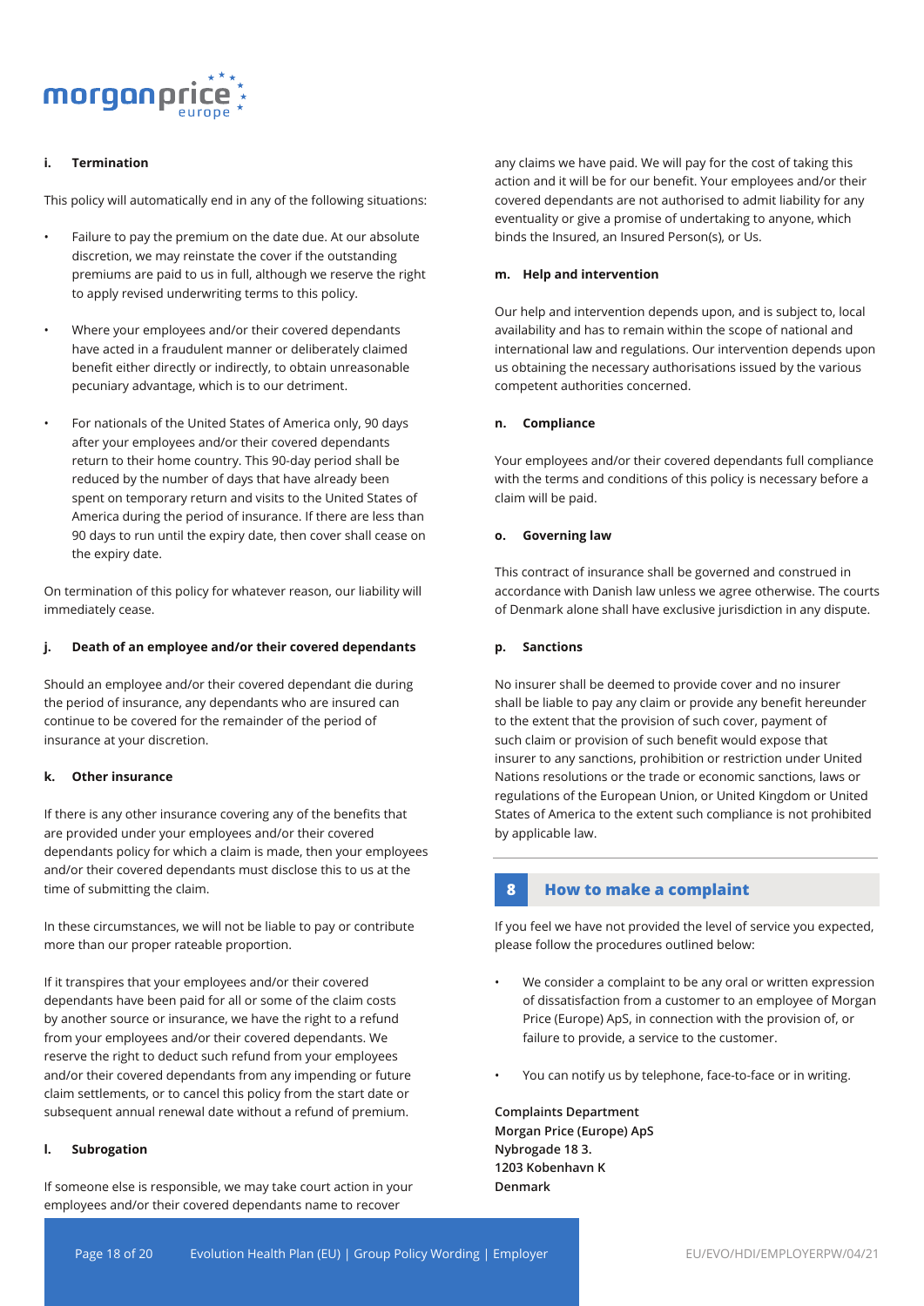#### i. Termination

This policy will automatically end in any of the following situations:

- Failure to pay the premium on the date due. At our absolute discretion, we may reinstate the cover if the outstanding premiums are paid to us in full, although we reserve the right to apply revised underwriting terms to this policy.
- Where your employees and/or their covered dependants have acted in a fraudulent manner or deliberately claimed benefit either directly or indirectly, to obtain unreasonable pecuniary advantage, which is to our detriment.
- For nationals of the United States of America only, 90 days after your employees and/or their covered dependants return to their home country. This 90-day period shall be reduced by the number of days that have already been spent on temporary return and visits to the United States of America during the period of insurance. If there are less than 90 days to run until the expiry date, then cover shall cease on the expiry date.

On termination of this policy for whatever reason, our liability will immediately cease.

#### j. Death of an employee and/or their covered dependants

Should an employee and/or their covered dependant die during the period of insurance, any dependants who are insured can continue to be covered for the remainder of the period of insurance at your discretion.

#### k. Other insurance

If there is any other insurance covering any of the benefits that are provided under your employees and/or their covered dependants policy for which a claim is made, then your employees and/or their covered dependants must disclose this to us at the time of submitting the claim.

In these circumstances, we will not be liable to pay or contribute more than our proper rateable proportion.

If it transpires that your employees and/or their covered dependants have been paid for all or some of the claim costs by another source or insurance, we have the right to a refund from your employees and/or their covered dependants. We reserve the right to deduct such refund from your employees and/or their covered dependants from any impending or future claim settlements, or to cancel this policy from the start date or subsequent annual renewal date without a refund of premium.

#### l. Subrogation

If someone else is responsible, we may take court action in your employees and/or their covered dependants name to recover any claims we have paid. We will pay for the cost of taking this action and it will be for our benefit. Your employees and/or their covered dependants are not authorised to admit liability for any eventuality or give a promise of undertaking to anyone, which binds the Insured, an Insured Person(s), or Us.

#### m. Help and intervention

Our help and intervention depends upon, and is subject to, local availability and has to remain within the scope of national and international law and regulations. Our intervention depends upon us obtaining the necessary authorisations issued by the various competent authorities concerned.

#### n. Compliance

Your employees and/or their covered dependants full compliance with the terms and conditions of this policy is necessary before a claim will be paid.

#### o. Governing law

This contract of insurance shall be governed and construed in accordance with Danish law unless we agree otherwise. The courts of Denmark alone shall have exclusive jurisdiction in any dispute.

#### p. Sanctions

No insurer shall be deemed to provide cover and no insurer shall be liable to pay any claim or provide any benefit hereunder to the extent that the provision of such cover, payment of such claim or provision of such benefit would expose that insurer to any sanctions, prohibition or restriction under United Nations resolutions or the trade or economic sanctions, laws or regulations of the European Union, or United Kingdom or United States of America to the extent such compliance is not prohibited by applicable law.

## 8 How to make a complaint

If you feel we have not provided the level of service you expected, please follow the procedures outlined below:

- We consider a complaint to be any oral or written expression of dissatisfaction from a customer to an employee of Morgan Price (Europe) ApS, in connection with the provision of, or failure to provide, a service to the customer.
- You can notify us by telephone, face-to-face or in writing.

**Complaints Department**
**Morgan Price (Europe) ApS**
**Nybrogade 18 3.**
**1203 Kobenhavn K**
**Denmark**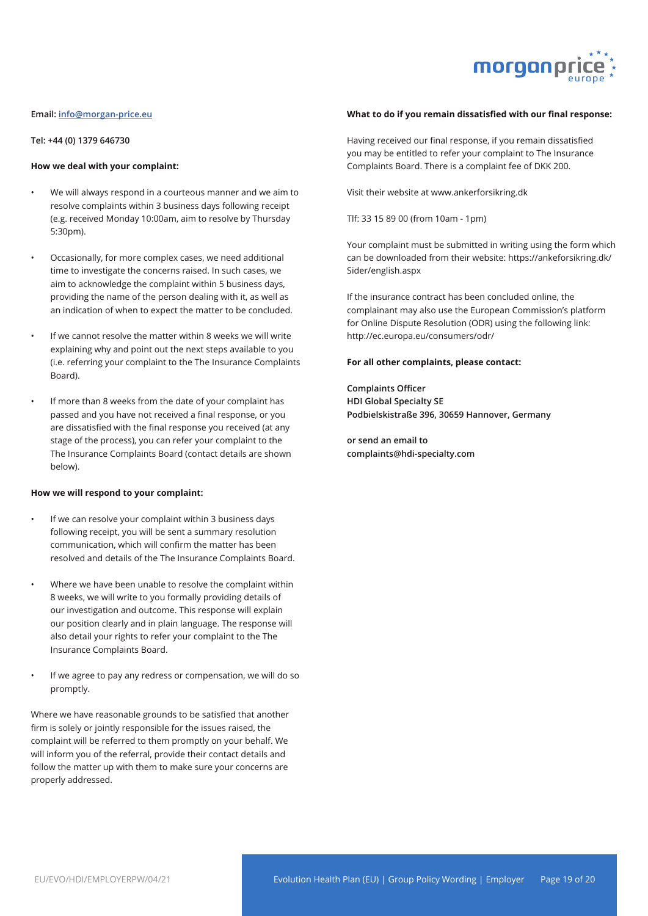**Email:** info@morgan-price.eu

**Tel: +44 (0) 1379 646730**

**How we deal with your complaint:**

- We will always respond in a courteous manner and we aim to resolve complaints within 3 business days following receipt (e.g. received Monday 10:00am, aim to resolve by Thursday 5:30pm).
- Occasionally, for more complex cases, we need additional time to investigate the concerns raised. In such cases, we aim to acknowledge the complaint within 5 business days, providing the name of the person dealing with it, as well as an indication of when to expect the matter to be concluded.
- If we cannot resolve the matter within 8 weeks we will write explaining why and point out the next steps available to you (i.e. referring your complaint to the The Insurance Complaints Board).
- If more than 8 weeks from the date of your complaint has passed and you have not received a final response, or you are dissatisfied with the final response you received (at any stage of the process), you can refer your complaint to the The Insurance Complaints Board (contact details are shown below).

**How we will respond to your complaint:**

- If we can resolve your complaint within 3 business days following receipt, you will be sent a summary resolution communication, which will confirm the matter has been resolved and details of the The Insurance Complaints Board.
- Where we have been unable to resolve the complaint within 8 weeks, we will write to you formally providing details of our investigation and outcome. This response will explain our position clearly and in plain language. The response will also detail your rights to refer your complaint to the The Insurance Complaints Board.
- If we agree to pay any redress or compensation, we will do so promptly.

Where we have reasonable grounds to be satisfied that another firm is solely or jointly responsible for the issues raised, the complaint will be referred to them promptly on your behalf. We will inform you of the referral, provide their contact details and follow the matter up with them to make sure your concerns are properly addressed.

**What to do if you remain dissatisfied with our final response:**

Having received our final response, if you remain dissatisfied you may be entitled to refer your complaint to The Insurance Complaints Board. There is a complaint fee of DKK 200.

Visit their website at www.ankerforsikring.dk

Tlf: 33 15 89 00 (from 10am - 1pm)

Your complaint must be submitted in writing using the form which can be downloaded from their website: https://ankeforsikring.dk/Sider/english.aspx

If the insurance contract has been concluded online, the complainant may also use the European Commission's platform for Online Dispute Resolution (ODR) using the following link: http://ec.europa.eu/consumers/odr/

**For all other complaints, please contact:**

**Complaints Officer**
**HDI Global Specialty SE**
**Podbielskistraße 396, 30659 Hannover, Germany**

**or send an email to**
**complaints@hdi-specialty.com**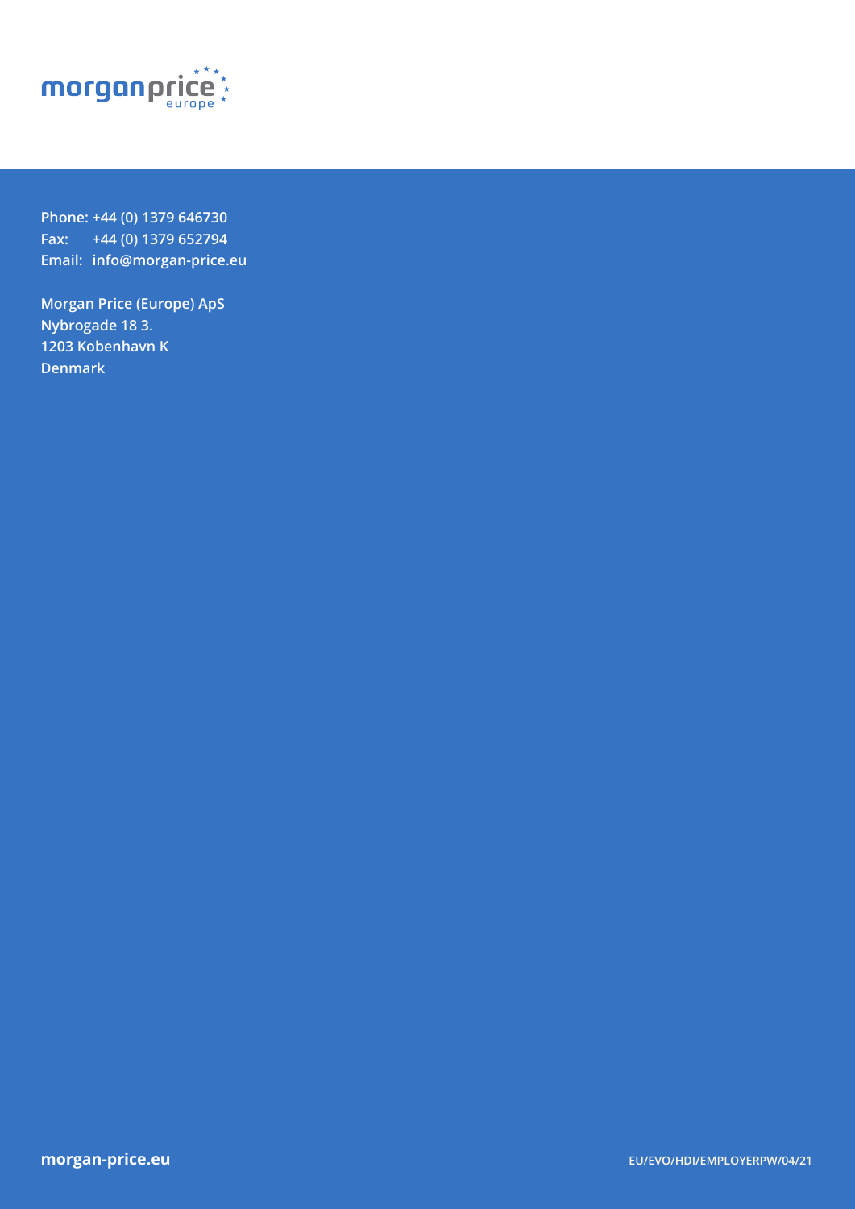morganprice europe

Phone: +44 (0) 1379 646730
Fax: +44 (0) 1379 652794
Email: info@morgan-price.eu

Morgan Price (Europe) ApS
Nybrogade 18 3.
1203 Kobenhavn K
Denmark

**morgan-price.eu**

EU/EVO/HDI/EMPLOYERPW/04/21